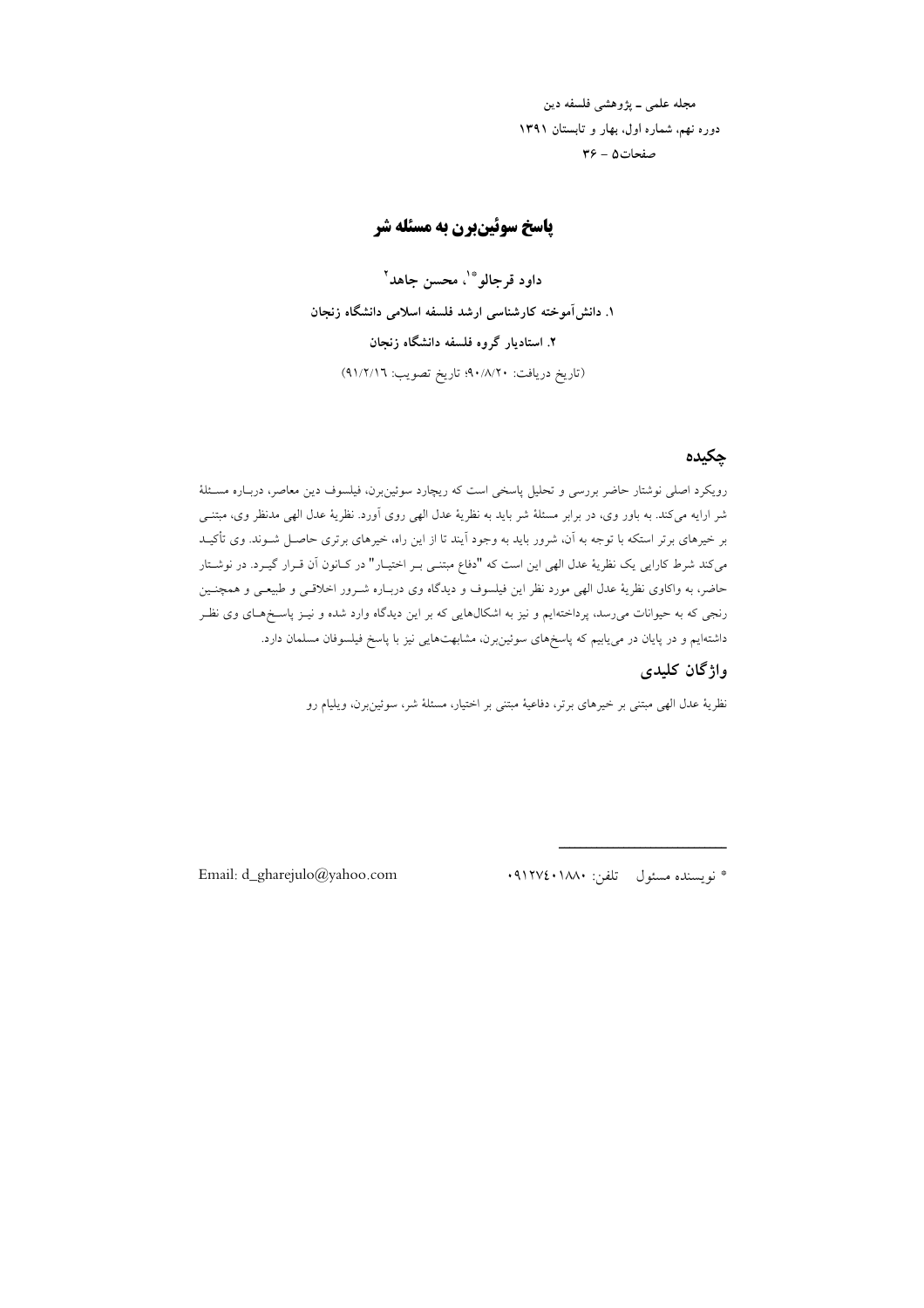مجله علمی ـ پژوهشی فلسفه دین
دوره نهم، شماره اول، بهار و تابستان ۱۳۹۱
صفحات۵ – ۳۶

# پاسخ سوئین‌برن به مسئله شر

**داود قرجالو*[1]، محسن جاهد[2]**

**۱. دانش‌آموخته کارشناسی ارشد فلسفه اسلامی دانشگاه زنجان**

**۲. استادیار گروه فلسفه دانشگاه زنجان**

(تاریخ دریافت: ۹۰/۸/۲۰؛ تاریخ تصویب: ۹۱/۲/۱۶)

## چکیده

رویکرد اصلی نوشتار حاضر بررسی و تحلیل پاسخی است که ریچارد سوئین‌برن، فیلسوف دین معاصر، درباره مسئلهٔ شر ارایه می‌کند. به باور وی، در برابر مسئلهٔ شر باید به نظریهٔ عدل الهی روی آورد. نظریهٔ عدل الهی مدنظر وی، مبتنی بر خیرهای برتر استکه با توجه به آن، شرور باید به وجود آیند تا از این راه، خیرهای برتری حاصل شوند. وی تأکید می‌کند شرط کارایی یک نظریهٔ عدل الهی این است که "دفاع مبتنی بر اختیار" در کانون آن قرار گیرد. در نوشتار حاضر، به واکاوی نظریهٔ عدل الهی مورد نظر این فیلسوف و دیدگاه وی درباره شرور اخلاقی و طبیعی و همچنین رنجی که به حیوانات می‌رسد، پرداخته‌ایم و نیز به اشکال‌هایی که بر این دیدگاه وارد شده و نیز پاسخ‌های وی نظر داشته‌ایم و در پایان در می‌یابیم که پاسخ‌های سوئین‌برن، مشابهت‌هایی نیز با پاسخ فیلسوفان مسلمان دارد.

## واژگان کلیدی

نظریهٔ عدل الهی مبتنی بر خیرهای برتر، دفاعیهٔ مبتنی بر اختیار، مسئلهٔ شر، سوئین‌برن، ویلیام رو

---

* نویسنده مسئول تلفن: ۰۹۱۲۷۴۰۱۸۸۰

Email: d_gharejulo@yahoo.com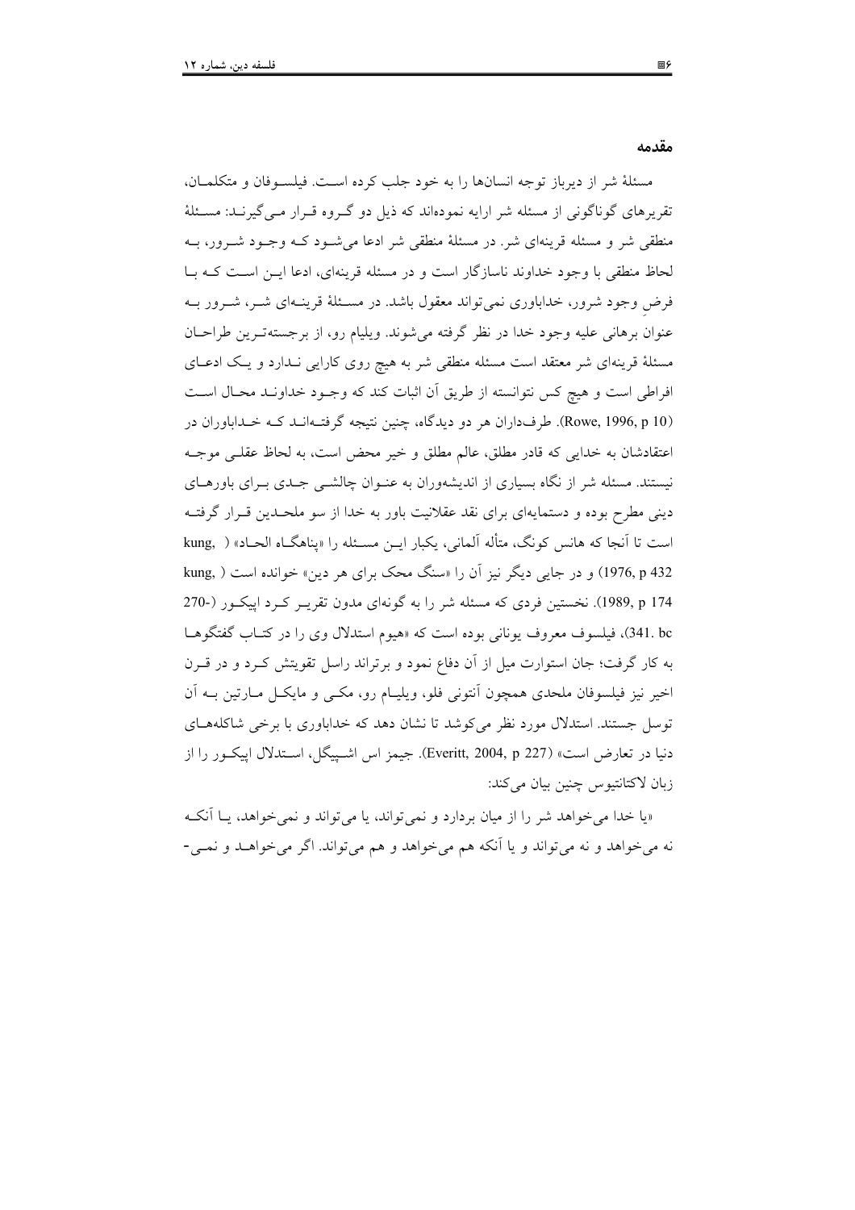## مقدمه

مسئلۀ شر از دیرباز توجه انسان‌ها را به خود جلب کرده است. فیلسوفان و متکلمان، تقریرهای گوناگونی از مسئله شر ارایه نموده‌اند که ذیل دو گروه قرار می‌گیرند: مسئلۀ منطقی شر و مسئله قرینه‌ای شر. در مسئلۀ منطقی شر ادعا می‌شود که وجود شرور، به لحاظ منطقی با وجود خداوند ناسازگار است و در مسئله قرینه‌ای، ادعا این است که با فرضِ وجود شرور، خداباوری نمی‌تواند معقول باشد. در مسئلۀ قرینه‌ای شر، شرور به عنوان برهانی علیه وجود خدا در نظر گرفته می‌شوند. ویلیام رو، از برجسته‌ترین طراحان مسئلۀ قرینه‌ای شر معتقد است مسئله منطقی شر به هیچ روی کارایی ندارد و یک ادعای افراطی است و هیچ کس نتوانسته از طریق آن اثبات کند که وجود خداوند محال است (Rowe, 1996, p 10). طرفداران هر دو دیدگاه، چنین نتیجه گرفته‌اند که خداباوران در اعتقادشان به خدایی که قادر مطلق، عالم مطلق و خیر محض است، به لحاظ عقلی موجه نیستند. مسئله شر از نگاه بسیاری از اندیشه‌وران به عنوان چالشی جدی برای باورهای دینی مطرح بوده و دستمایه‌ای برای نقد عقلانیت باور به خدا از سو ملحدین قرار گرفته است تا آنجا که هانس کونگ، متأله آلمانی، یکبار این مسئله را «پناهگاه الحاد» (kung, 1976, p 432) و در جایی دیگر نیز آن را «سنگ محک برای هر دین» خوانده است (kung, 1989, p 174). نخستین فردی که مسئله شر را به گونه‌ای مدون تقریر کرد اپیکور (270-341. bc)، فیلسوف معروف یونانی بوده است که «هیوم استدلال وی را در کتاب گفتگوها به کار گرفت؛ جان استوارت میل از آن دفاع نمود و برتراند راسل تقویتش کرد و در قرن اخیر نیز فیلسوفان ملحدی همچون آنتونی فلو، ویلیام رو، مکی و مایکل مارتین به آن توسل جستند. استدلال مورد نظر می‌کوشد تا نشان دهد که خداباوری با برخی شاکله‌های دنیا در تعارض است» (Everitt, 2004, p 227). جیمز اس اشپیگل، استدلال اپیکور را از زبان لاکتانتیوس چنین بیان می‌کند:

«یا خدا می‌خواهد شر را از میان بردارد و نمی‌تواند، یا می‌تواند و نمی‌خواهد، یا آنکه نه می‌خواهد و نه می‌تواند و یا آنکه هم می‌خواهد و هم می‌تواند. اگر می‌خواهد و نمی-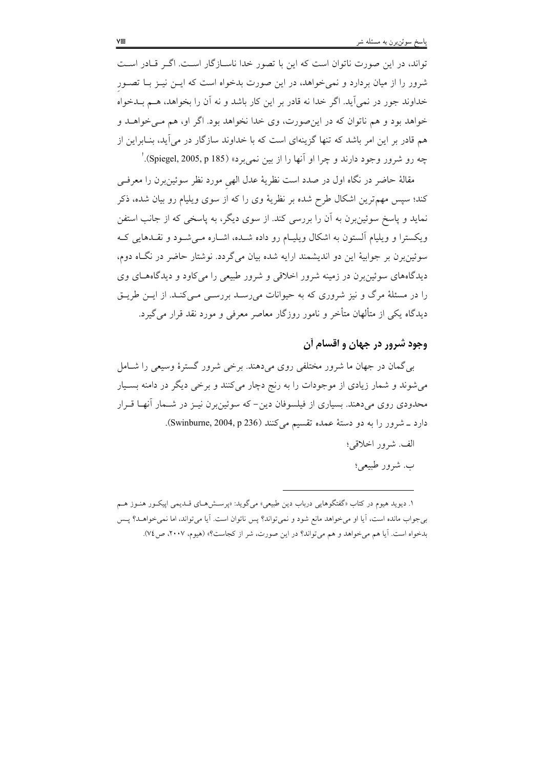تواند، در این صورت ناتوان است که این با تصور خدا ناسازگار است. اگر قادر است شرور را از میان بردارد و نمی‌خواهد، در این صورت بدخواه است که این نیز با تصور خداوند جور در نمی‌آید. اگر خدا نه قادر بر این کار باشد و نه آن را بخواهد، هم بدخواه خواهد بود و هم ناتوان که در این‌صورت، وی خدا نخواهد بود. اگر او، هم می‌خواهد و هم قادر بر این امر باشد که تنها گزینه‌ای است که با خداوند سازگار در می‌آید، بنابراین از چه رو شرور وجود دارند و چرا او آنها را از بین نمی‌برد» (Spiegel, 2005, p 185).[1]

مقالهٔ حاضر در نگاه اول در صدد است نظریهٔ عدل الهی مورد نظر سوئین‌برن را معرفی کند؛ سپس مهم‌ترین اشکال طرح شده بر نظریهٔ وی را که از سوی ویلیام رو بیان شده، ذکر نماید و پاسخ سوئین‌برن به آن را بررسی کند. از سوی دیگر، به پاسخی که از جانب استفن ویکسترا و ویلیام آلستون به اشکال ویلیام رو داده شده، اشاره می‌شود و نقدهایی که سوئین‌برن بر جوابیهٔ این دو اندیشمند ارایه شده بیان می‌گردد. نوشتار حاضر در نگاه دوم، دیدگاه‌های سوئین‌برن در زمینه شرور اخلاقی و شرور طبیعی را می‌کاود و دیدگاه‌های وی را در مسئلهٔ مرگ و نیز شروری که به حیوانات می‌رسد بررسی می‌کند. از این طریق دیدگاه یکی از متألهان متأخر و نامور روزگار معاصر معرفی و مورد نقد قرار می‌گیرد.

## وجود شرور در جهان و اقسام آن

بی‌گمان در جهان ما شرور مختلفی روی می‌دهند. برخی شرور گسترهٔ وسیعی را شامل می‌شوند و شمار زیادی از موجودات را به رنج دچار می‌کنند و برخی دیگر در دامنه بسیار محدودی روی می‌دهند. بسیاری از فیلسوفان دین- که سوئین‌برن نیز در شمار آنها قرار دارد ـ شرور را به دو دستهٔ عمده تقسیم می‌کنند (Swinburne, 2004, p 236).

الف. شرور اخلاقی؛

ب. شرور طبیعی؛

---

۱. دیوید هیوم در کتاب «گفتگوهایی درباب دین طبیعی» می‌گوید: «پرسش‌های قدیمی اپیکور هنوز هم بی‌جواب مانده است، آیا او می‌خواهد مانع شود و نمی‌تواند؟ پس ناتوان است. آیا می‌تواند، اما نمی‌خواهد؟ پس بدخواه است. آیا هم می‌خواهد و هم می‌تواند؟ در این صورت، شر از کجاست؟» (هیوم، ۲۰۰۷، ص ۷٤).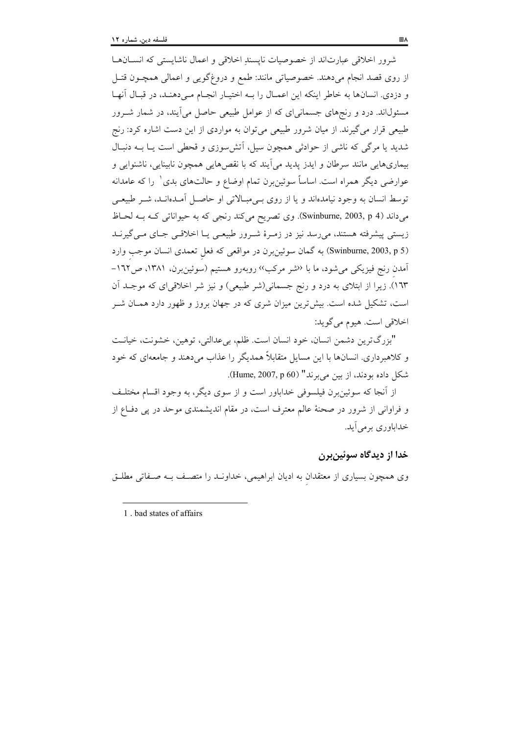شرور اخلاقی عبارت‌اند از خصوصیات ناپسندِ اخلاقی و اعمال ناشایستی که انسان‌ها از روی قصد انجام می‌دهند. خصوصیاتی مانند: طمع و دروغ‌گویی و اعمالی همچون قتل و دزدی. انسان‌ها به خاطر اینکه این اعمال را به اختیار انجام می‌دهند، در قبال آنها مسئول‌اند. درد و رنج‌های جسمانی‌ای که از عوامل طبیعی حاصل می‌آیند، در شمار شرور طبیعی قرار می‌گیرند. از میان شرور طبیعی می‌توان به مواردی از این دست اشاره کرد: رنج شدید یا مرگی که ناشی از حوادثی همچون سیل، آتش‌سوزی و قحطی است یا به دنبال بیماری‌هایی مانند سرطان و ایدز پدید می‌آیند که با نقص‌هایی همچون نابینایی، ناشنوایی و عوارضی دیگر همراه است. اساساً سوئین‌برن تمام اوضاع و حالت‌های بدی[1] را که عامدانه توسط انسان به وجود نیامده‌اند و یا از روی بی‌مبالاتی او حاصل آمده‌اند، شر طبیعی می‌داند (Swinburne, 2003, p 4). وی تصریح می‌کند رنجی که به حیواناتی که به لحاظ زیستی پیشرفته هستند، می‌رسد نیز در زمرهٔ شرور طبیعی یا اخلاقی جای می‌گیرند (Swinburne, 2003, p 5) به گمان سوئین‌برن در مواقعی که فعلِ تعمدی انسان موجبِ وارد آمدنِ رنج فیزیکی می‌شود، ما با «شر مرکب» روبه‌رو هستیم (سوئین‌برن، ۱۳۸۱، ص۱۶۲-۱۶۳). زیرا از ابتلای به درد و رنج جسمانی(شر طبیعی) و نیز شر اخلاقی‌ای که موجد آن است، تشکیل شده است. بیش‌ترین میزان شری که در جهان بروز و ظهور دارد همان شر اخلاقی است. هیوم می‌گوید:

"بزرگ‌ترین دشمن انسان، خود انسان است. ظلم، بی‌عدالتی، توهین، خشونت، خیانت و کلاهبرداری. انسان‌ها با این مسایل متقابلاً همدیگر را عذاب می‌دهند و جامعه‌ای که خود شکل داده بودند، از بین می‌برند" (Hume, 2007, p 60).

از آنجا که سوئین‌برن فیلسوفی خداباور است و از سوی دیگر، به وجود اقسام مختلف و فراوانی از شرور در صحنهٔ عالم معترف است، در مقام اندیشمندی موحد در پی دفاع از خداباوری برمی‌آید.

## خدا از دیدگاه سوئین‌برن

وی همچون بسیاری از معتقدانِ به ادیان ابراهیمی، خداوند را متصف به صفاتی مطلق

---

1 . bad states of affairs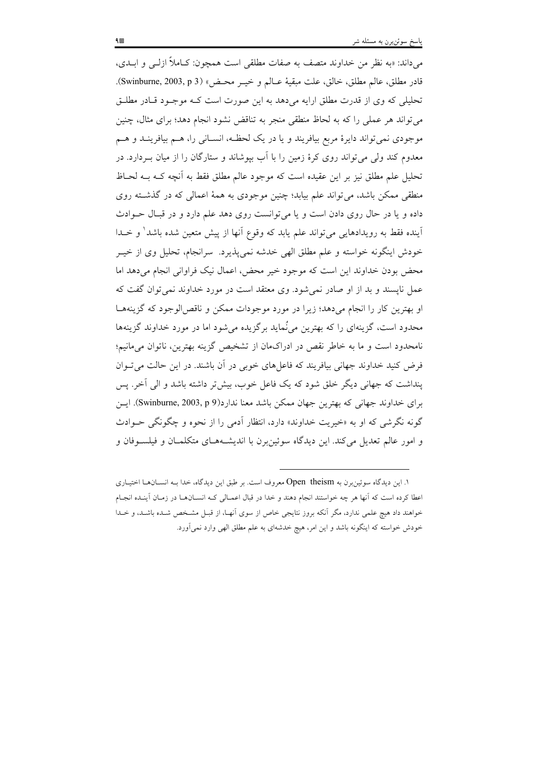می‌داند: «به نظر من خداوند متصف به صفات مطلقی است همچون: کـاملاً ازلـی و ابـدی، قادر مطلق، عالم مطلق، خالق، علت مبقیهٔ عـالم و خیـر محـض» (Swinburne, 2003, p 3). تحلیلی که وی از قدرت مطلق ارایه می‌دهد به این صورت است کـه موجـود قـادر مطلـق می‌تواند هر عملی را که به لحاظ منطقی منجر به تناقض نشود انجام دهد؛ برای مثال، چنین موجودی نمی‌تواند دایرهٔ مربع بیافریند و یا در یک لحظـه، انسـانی را، هـم بیافرینـد و هـم معدوم کند ولی می‌تواند روی کرهٔ زمین را با آب بپوشاند و ستارگان را از میان بـردارد. در تحلیل علم مطلق نیز بر این عقیده است که موجود عالم مطلق فقط به آنچه کـه بـه لحـاظ منطقی ممکن باشد، می‌تواند علم بیابد؛ چنین موجودی به همهٔ اعمالی که در گذشـته روی داده و یا در حال روی دادن است و یا می‌توانست روی دهد علم دارد و در قبـال حـوادث آینده فقط به رویدادهایی می‌تواند علم یابد که وقوع آنها از پیش متعین شده باشد[1] و خـدا خودش اینگونه خواسته و علم مطلق الهی خدشه نمی‌پذیرد. سرانجام، تحلیل وی از خیـر محض بودن خداوند این است که موجود خیر محض، اعمال نیک فراوانی انجام می‌دهد اما عمل ناپسند و بد از او صادر نمی‌شود. وی معتقد است در مورد خداوند نمی‌توان گفت که او بهترین کار را انجام می‌دهد؛ زیرا در مورد موجودات ممکن و ناقص‌الوجود که گزینه‌هـا محدود است، گزینه‌ای را که بهترین می‌نُماید برگزیده می‌شود اما در مورد خداوند گزینه‌ها نامحدود است و ما به خاطر نقص در ادراک‌مان از تشخیص گزینه بهترین، ناتوان می‌مانیم؛ فرض کنید خداوند جهانی بیافریند که فاعل‌های خوبی در آن باشند. در این حالت می‌تـوان پنداشت که جهانی دیگر خلق شود که یک فاعل خوب، بیش‌تر داشته باشد و الی آخر. پس برای خداوند جهانی که بهترین جهان ممکن باشد معنا ندارد(Swinburne, 2003, p 9). ایـن گونه نگرشی که او به «خیریت خداوند» دارد، انتظار آدمی را از نحوه و چگونگی حـوادث و امور عالم تعدیل می‌کند. این دیدگاه سوئین‌برن با اندیشـه‌هـای متکلمـان و فیلسـوفان و

---

۱. این دیدگاه سوئین‌برن به Open theism معروف است. بر طبق این دیدگاه، خدا بـه انسـان‌هـا اختیـاری اعطا کرده است که آنها هر چه خواستند انجام دهند و خدا در قبال اعمـالی کـه انسـان‌هـا در زمـان آینـده انجـام خواهند داد هیچ علمی ندارد، مگر آنکه بروز نتایجی خاص از سوی آنهـا، از قبـل مشـخص شـده باشـد، و خـدا خودش خواسته که اینگونه باشد و این امر، هیچ خدشه‌ای به علم مطلق الهی وارد نمی‌آورد.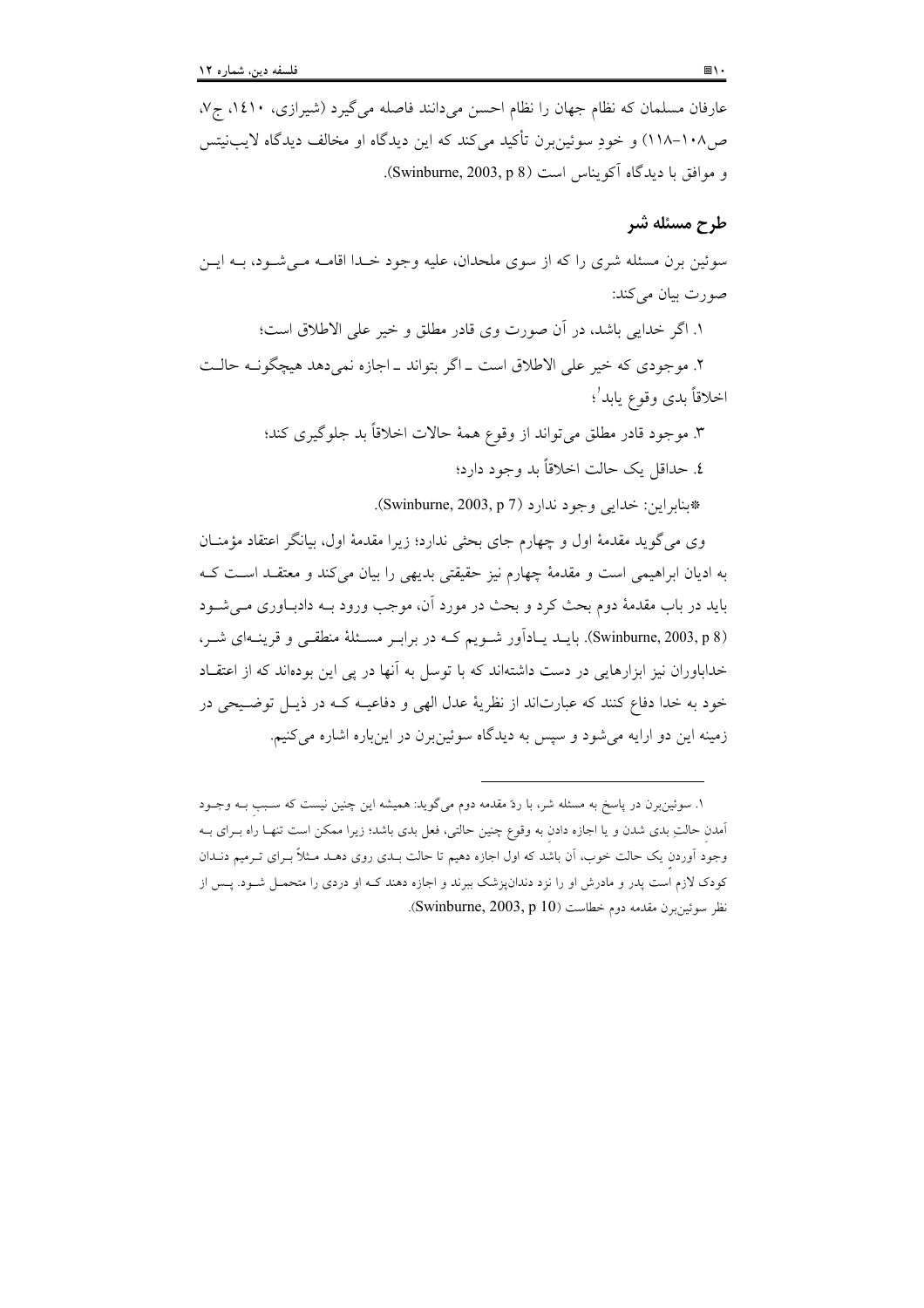عارفان مسلمان که نظام جهان را نظام احسن می‌دانند فاصله می‌گیرد (شیرازی، ۱٤۱۰، ج۷، ص۱۰۸–۱۱۸) و خودِ سوئین‌برن تأکید می‌کند که این دیدگاه او مخالف دیدگاه لایب‌نیتس و موافق با دیدگاه آکویناس است (Swinburne, 2003, p 8).

## طرح مسئله شر

سوئین برن مسئله شری را که از سوی ملحدان، علیه وجود خدا اقامه می‌شود، به این صورت بیان می‌کند:

۱. اگر خدایی باشد، در آن صورت وی قادر مطلق و خیر علی الاطلاق است؛

۲. موجودی که خیر علی الاطلاق است ـ اگر بتواند ـ اجازه نمی‌دهد هیچگونه حالت اخلاقاً بدی وقوع یابد[1]؛

۳. موجود قادر مطلق می‌تواند از وقوع همهٔ حالات اخلاقاً بد جلوگیری کند؛

٤. حداقل یک حالت اخلاقاً بد وجود دارد؛

*بنابراین: خدایی وجود ندارد (Swinburne, 2003, p 7).

وی می‌گوید مقدمهٔ اول و چهارم جای بحثی ندارد؛ زیرا مقدمهٔ اول، بیانگر اعتقاد مؤمنان به ادیان ابراهیمی است و مقدمهٔ چهارم نیز حقیقتی بدیهی را بیان می‌کند و معتقد است که باید در باب مقدمهٔ دوم بحث کرد و بحث در مورد آن، موجب ورود به دادباوری می‌شود (Swinburne, 2003, p 8). باید یادآور شویم که در برابر مسئلهٔ منطقی و قرینه‌ای شر، خداباوران نیز ابزارهایی در دست داشته‌اند که با توسل به آنها در پی این بوده‌اند که از اعتقاد خود به خدا دفاع کنند که عبارت‌اند از نظریهٔ عدل الهی و دفاعیه که در ذیل توضیحی در زمینه این دو ارایه می‌شود و سپس به دیدگاه سوئین‌برن در این‌باره اشاره می‌کنیم.

---

۱. سوئین‌برن در پاسخ به مسئله شر، با ردّ مقدمه دوم می‌گوید: همیشه این چنین نیست که سببِ به وجود آمدنِ حالتِ بدی شدن و یا اجازه دادن به وقوعِ چنین حالتی، فعل بدی باشد؛ زیرا ممکن است تنها راه برای به وجود آوردنِ یک حالت خوب، آن باشد که اول اجازه دهیم تا حالت بدی روی دهد مثلاً برای ترمیم دندان کودک لازم است پدر و مادرش او را نزد دندانپزشک ببرند و اجازه دهند که او دردی را متحمل شود. پس از نظر سوئین‌برن مقدمه دوم خطاست (Swinburne, 2003, p 10).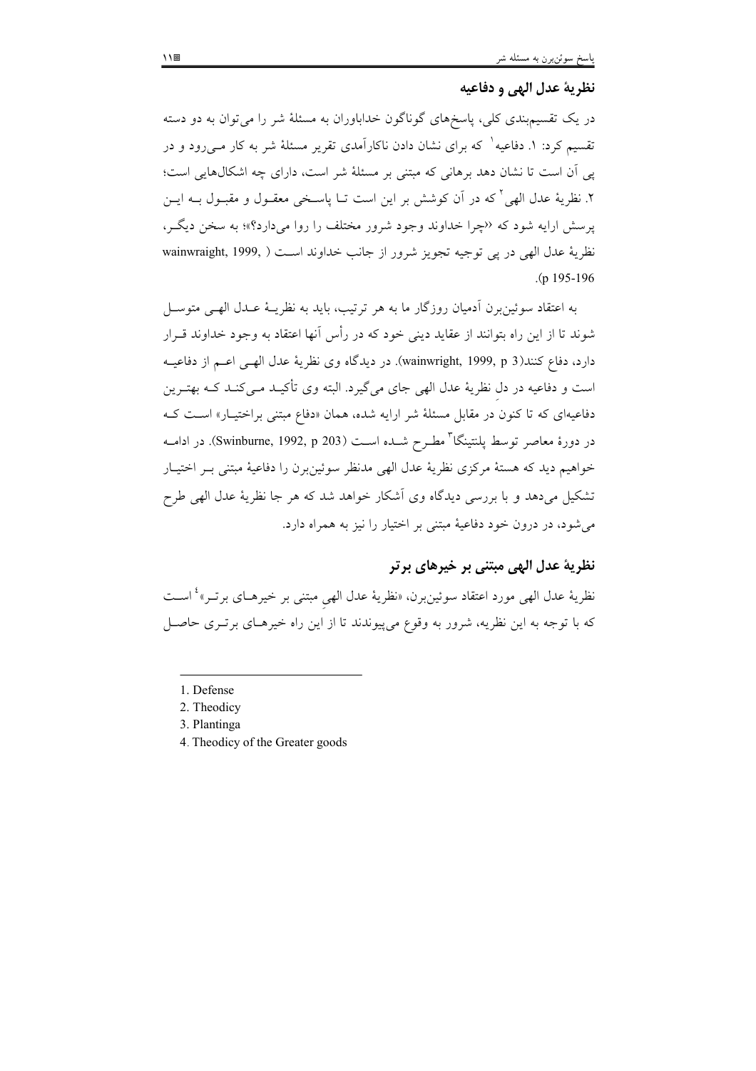## نظریهٔ عدل الهی و دفاعیه

در یک تقسیم‌بندی کلی، پاسخ‌های گوناگون خداباوران به مسئلهٔ شر را می‌توان به دو دسته تقسیم کرد: ۱. دفاعیه[1] که برای نشان دادن ناکارآمدی تقریر مسئلهٔ شر به کار می‌رود و در پی آن است تا نشان دهد برهانی که مبتنی بر مسئلهٔ شر است، دارای چه اشکال‌هایی است؛ ۲. نظریهٔ عدل الهی[2] که در آن کوشش بر این است تا پاسخی معقول و مقبول به این پرسش ارایه شود که «چرا خداوند وجود شرور مختلف را روا می‌دارد؟»؛ به سخن دیگر، نظریهٔ عدل الهی در پی توجیه تجویز شرور از جانب خداوند است (wainwraight, 1999, p 195-196).

به اعتقاد سوئین‌برن آدمیان روزگار ما به هر ترتیب، باید به نظریهٔ عدل الهی متوسل شوند تا از این راه بتوانند از عقاید دینی خود که در رأس آنها اعتقاد به وجود خداوند قرار دارد، دفاع کنند(wainwright, 1999, p 3). در دیدگاه وی نظریهٔ عدل الهی اعم از دفاعیه است و دفاعیه در دل نظریهٔ عدل الهی جای می‌گیرد. البته وی تأکید می‌کند که بهترین دفاعیه‌ای که تا کنون در مقابل مسئلهٔ شر ارایه شده، همان «دفاع مبتنی براختیار» است که در دورهٔ معاصر توسط پلنتینگا[3] مطرح شده است (Swinburne, 1992, p 203). در ادامه خواهیم دید که هستهٔ مرکزی نظریهٔ عدل الهی مدنظر سوئین‌برن را دفاعیهٔ مبتنی بر اختیار تشکیل می‌دهد و با بررسی دیدگاه وی آشکار خواهد شد که هر جا نظریهٔ عدل الهی طرح می‌شود، در درون خود دفاعیهٔ مبتنی بر اختیار را نیز به همراه دارد.

## نظریهٔ عدل الهی مبتنی بر خیرهای برتر

نظریهٔ عدل الهی مورد اعتقاد سوئین‌برن، «نظریهٔ عدل الهی مبتنی بر خیرهای برتر»[4] است که با توجه به این نظریه، شرور به وقوع می‌پیوندند تا از این راه خیرهای برتری حاصل

---

1. Defense
2. Theodicy
3. Plantinga
4. Theodicy of the Greater goods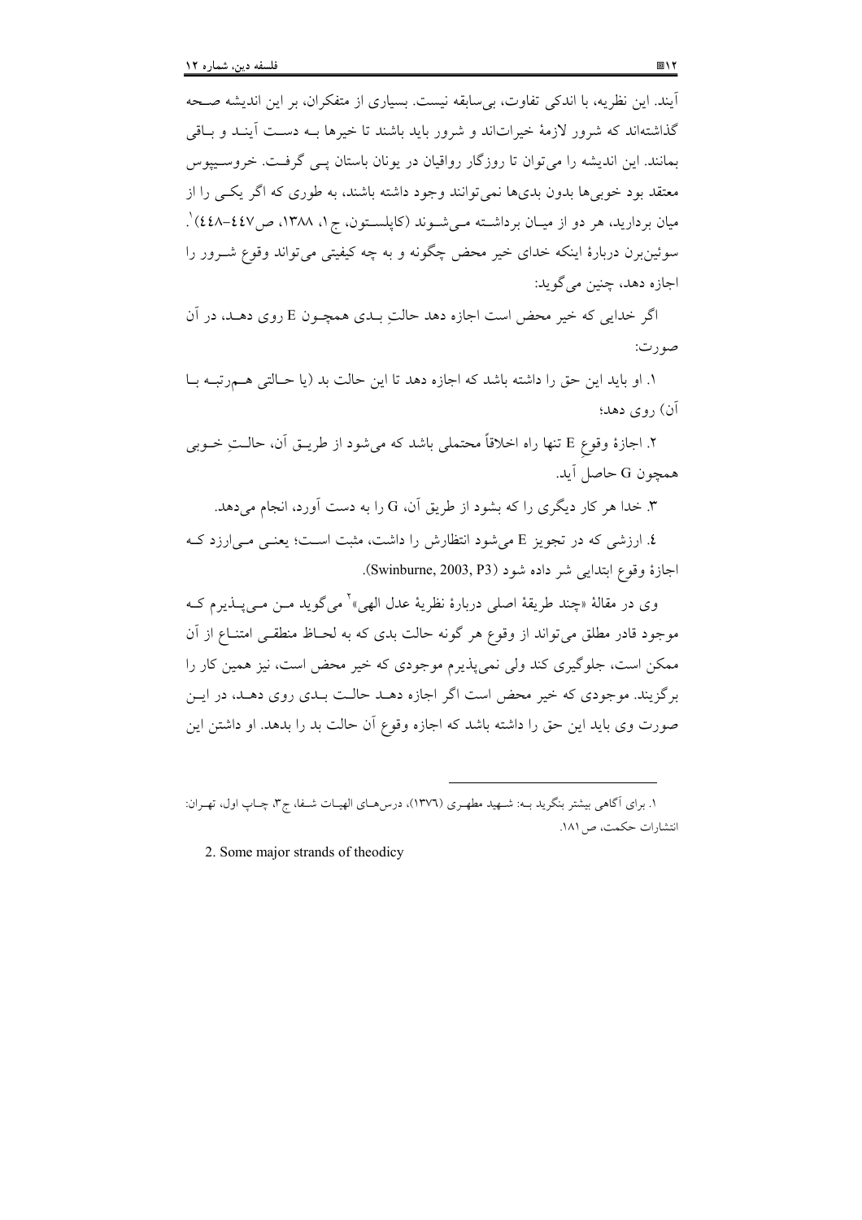آیند. این نظریه، با اندکی تفاوت، بی‌سابقه نیست. بسیاری از متفکران، بر این اندیشه صحه گذاشته‌اند که شرور لازمهٔ خیرات‌اند و شرور باید باشند تا خیرها بـه دسـت آینـد و بـاقی بمانند. این اندیشه را می‌توان تا روزگار رواقیان در یونان باستان پـی گرفـت. خروسـیپوس معتقد بود خوبی‌ها بدون بدی‌ها نمی‌توانند وجود داشته باشند، به طوری که اگر یکـی را از میان بردارید، هر دو از میـان برداشـته مـی‌شـوند (کاپلسـتون، ج ۱، ۱۳۸۸، ص ۴۴۷-۴۴۸)[۱].

سوئین‌برن دربارهٔ اینکه خدای خیر محض چگونه و به چه کیفیتی می‌تواند وقوع شـرور را اجازه دهد، چنین می‌گوید:

اگر خدایی که خیر محض است اجازه دهد حالتِ بـدی همچـون E روی دهـد، در آن صورت:

۱. او باید این حق را داشته باشد که اجازه دهد تا این حالت بد (یا حـالتی هـم‌رتبـه بـا آن) روی دهد؛

۲. اجازهٔ وقوعِ E تنها راه اخلاقاً محتملی باشد که می‌شود از طریـق آن، حالـتِ خـوبی همچون G حاصل آید.

۳. خدا هر کار دیگری را که بشود از طریق آن، G را به دست آورد، انجام می‌دهد.

۴. ارزشی که در تجویز E می‌شود انتظارش را داشت، مثبت اسـت؛ یعنـی مـی‌ارزد کـه اجازهٔ وقوع ابتدایی شر داده شود (Swinburne, 2003, P3).

وی در مقالهٔ «چند طریقهٔ اصلی دربارهٔ نظریهٔ عدل الهی»[۲] می‌گوید مـن مـی‌پـذیرم کـه موجود قادر مطلق می‌تواند از وقوع هر گونه حالت بدی که به لحـاظ منطقـی امتنـاع از آن ممکن است، جلوگیری کند ولی نمی‌پذیرم موجودی که خیر محض است، نیز همین کار را برگزیند. موجودی که خیر محض است اگر اجازه دهـد حالـت بـدی روی دهـد، در ایـن صورت وی باید این حق را داشته باشد که اجازه وقوع آن حالت بد را بدهد. او داشتن این

---

۱. برای آگاهی بیشتر بنگرید بـه: شـهید مطهـری (۱۳۷۶)، درس‌هـای الهیـات شـفا، ج۳، چـاپ اول، تهـران: انتشارات حکمت، ص ۱۸۱.

2. Some major strands of theodicy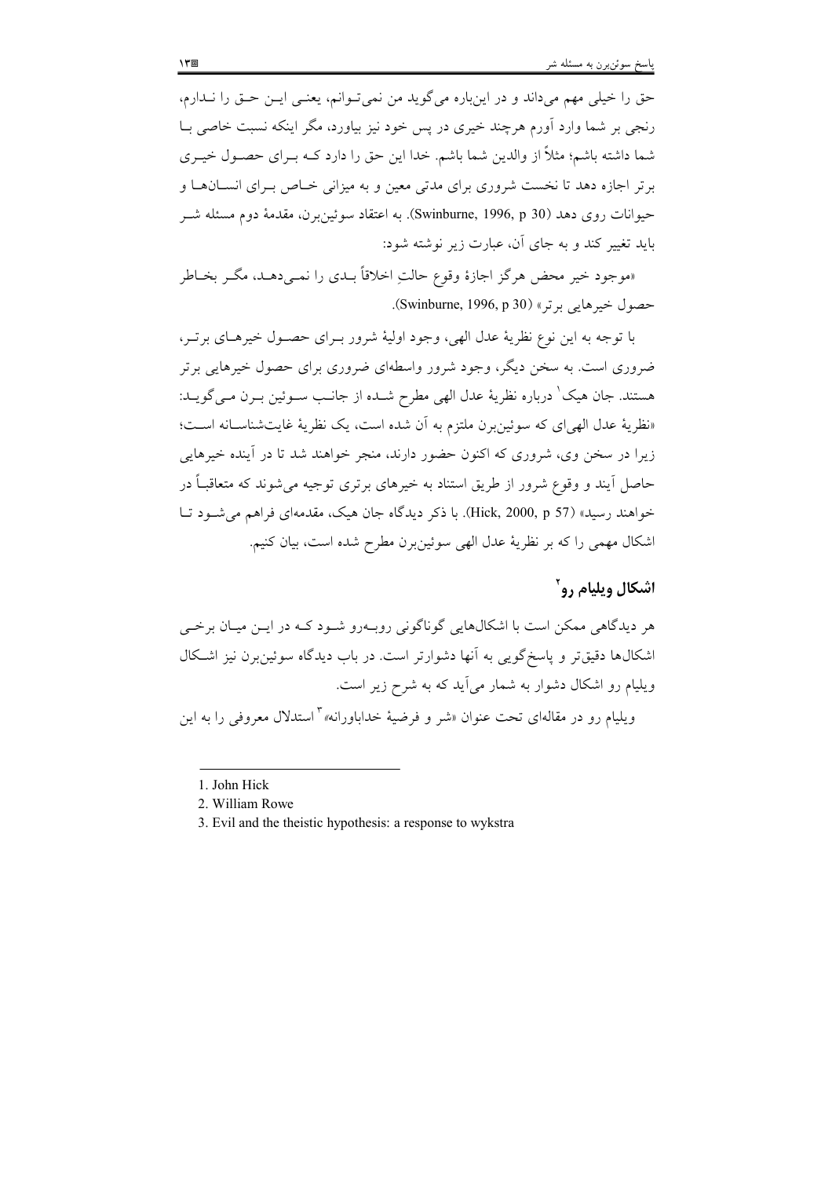حق را خیلی مهم می‌داند و در این‌باره می‌گوید من نمی‌توانم، یعنی این حق را ندارم، رنجی بر شما وارد آورم هرچند خیری در پس خود نیز بیاورد، مگر اینکه نسبت خاصی با شما داشته باشم؛ مثلاً از والدین شما باشم. خدا این حق را دارد که برای حصول خیری برتر اجازه دهد تا نخست شروری برای مدتی معین و به میزانی خاص برای انسان‌ها و حیوانات روی دهد (Swinburne, 1996, p 30). به اعتقاد سوئین‌برن، مقدمهٔ دوم مسئله شر باید تغییر کند و به جای آن، عبارت زیر نوشته شود:

«موجود خیر محض هرگز اجازهٔ وقوع حالتِ اخلاقاً بدی را نمی‌دهد، مگر بخاطر حصول خیرهایی برتر» (Swinburne, 1996, p 30).

با توجه به این نوع نظریهٔ عدل الهی، وجود اولیهٔ شرور برای حصول خیرهای برتر، ضروری است. به سخن دیگر، وجود شرور واسطه‌ای ضروری برای حصول خیرهایی برتر هستند. جان هیک[1] دربارهٔ نظریهٔ عدل الهی مطرح شده از جانب سوئین برن می‌گوید: «نظریهٔ عدل الهی‌ای که سوئین‌برن ملتزم به آن شده است، یک نظریهٔ غایت‌شناسانه است؛ زیرا در سخن وی، شروری که اکنون حضور دارند، منجر خواهند شد تا در آینده خیرهایی حاصل آیند و وقوع شرور از طریق استناد به خیرهای برتری توجیه می‌شوند که متعاقباً در خواهند رسید» (Hick, 2000, p 57). با ذکر دیدگاه جان هیک، مقدمه‌ای فراهم می‌شود تا اشکال مهمی را که بر نظریهٔ عدل الهی سوئین‌برن مطرح شده است، بیان کنیم.

## اشکال ویلیام رو[2]

هر دیدگاهی ممکن است با اشکال‌هایی گوناگونی روبه‌رو شود که در این میان برخی اشکال‌ها دقیق‌تر و پاسخ‌گویی به آنها دشوارتر است. در باب دیدگاه سوئین‌برن نیز اشکال ویلیام رو اشکال دشوار به شمار می‌آید که به شرح زیر است.

ویلیام رو در مقاله‌ای تحت عنوان «شر و فرضیهٔ خداباورانه»[3] استدلال معروفی را به این

---

1. John Hick
2. William Rowe
3. Evil and the theistic hypothesis: a response to wykstra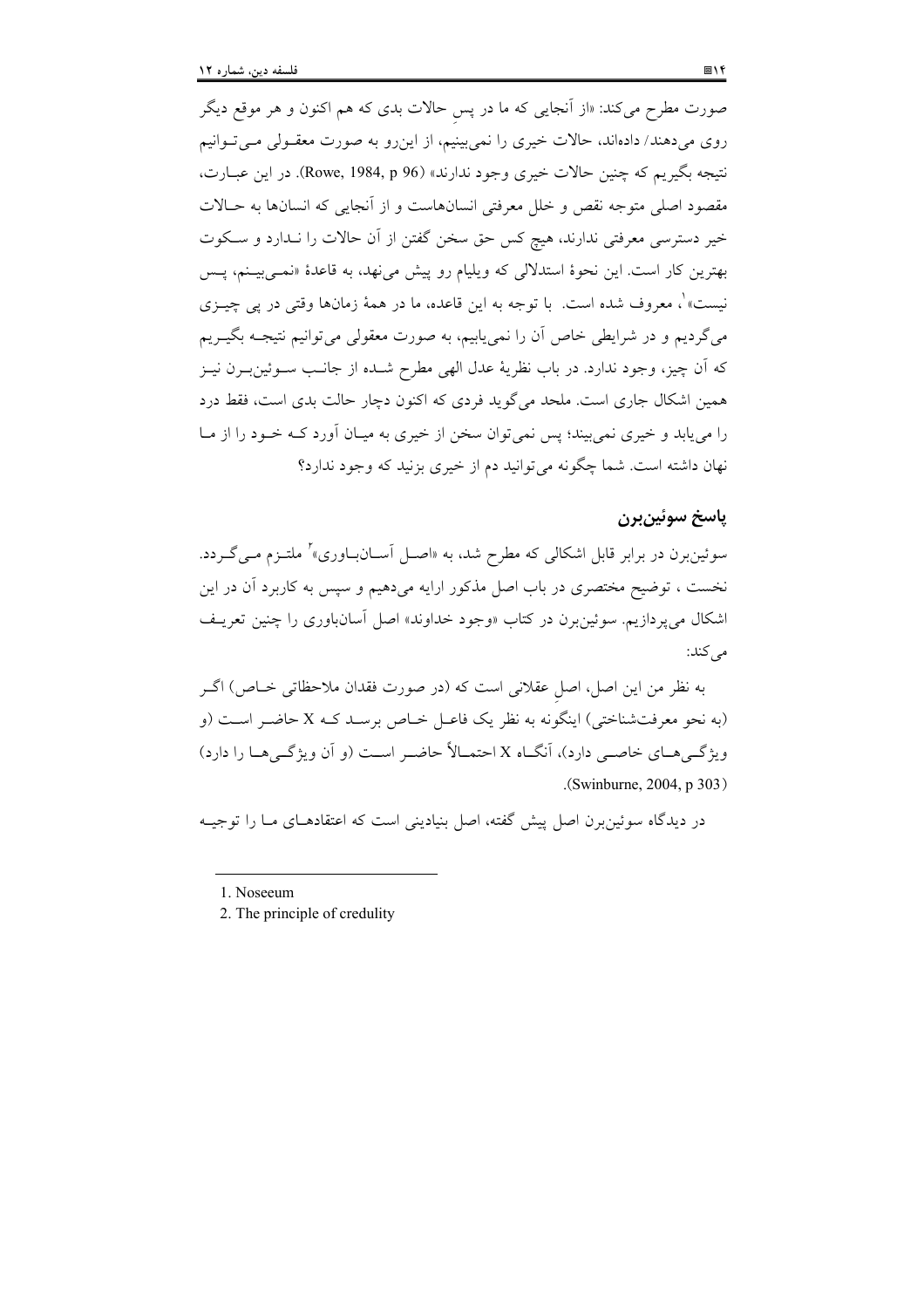صورت مطرح می‌کند: «از آنجایی که ما در پسِ حالات بدی که هم اکنون و هر موقع دیگر روی می‌دهند/ داده‌اند، حالات خیری را نمی‌بینیم، از این‌رو به صورت معقـولی مـی‌تـوانیم نتیجه بگیریم که چنین حالات خیری وجود ندارند» (Rowe, 1984, p 96). در این عبـارت، مقصود اصلی متوجه نقص و خلل معرفتی انسان‌هاست و از آنجایی که انسان‌ها به حـالات خیر دسترسی معرفتی ندارند، هیچ کس حق سخن گفتن از آن حالات را نـدارد و سـکوت بهترین کار است. این نحوهٔ استدلالی که ویلیام رو پیش می‌نهد، به قاعدهٔ «نمـی‌بیـنم، پـس نیست»[1]، معروف شده است. با توجه به این قاعده، ما در همهٔ زمان‌ها وقتی در پی چیـزی می‌گردیم و در شرایطی خاص آن را نمی‌یابیم، به صورت معقولی می‌توانیم نتیجـه بگیـریم که آن چیز، وجود ندارد. در باب نظریهٔ عدل الهی مطرح شـده از جانـب سـوئین‌بـرن نیـز همین اشکال جاری است. ملحد می‌گوید فردی که اکنون دچار حالت بدی است، فقط درد را می‌یابد و خیری نمی‌بیند؛ پس نمی‌توان سخن از خیری به میـان آورد کـه خـود را از مـا نهان داشته است. شما چگونه می‌توانید دم از خیری بزنید که وجود ندارد؟

## پاسخ سوئین‌برن

سوئین‌برن در برابر قابل اشکالی که مطرح شد، به «اصـل آسـان‌بـاوری»[2] ملتـزم مـی‌گـردد. نخست ، توضیح مختصری در باب اصل مذکور ارایه می‌دهیم و سپس به کاربرد آن در این اشکال می‌پردازیم. سوئین‌برن در کتاب «وجود خداوند» اصل آسان‌باوری را چنین تعریـف می‌کند:

> به نظر من این اصل، اصلِ عقلانی است که (در صورت فقدان ملاحظاتی خـاص) اگـر (به نحو معرفت‌شناختی) اینگونه به نظر یک فاعـل خـاص برسـد کـه X حاضـر اسـت (و ویژگـی‌هـای خاصـی دارد)، آنگـاه X احتمـالاً حاضـر اسـت (و آن ویژگـی‌هـا را دارد) (Swinburne, 2004, p 303).

در دیدگاه سوئین‌برن اصل پیش گفته، اصل بنیادینی است که اعتقادهـای مـا را توجیـه

---

1. Noseeum
2. The principle of credulity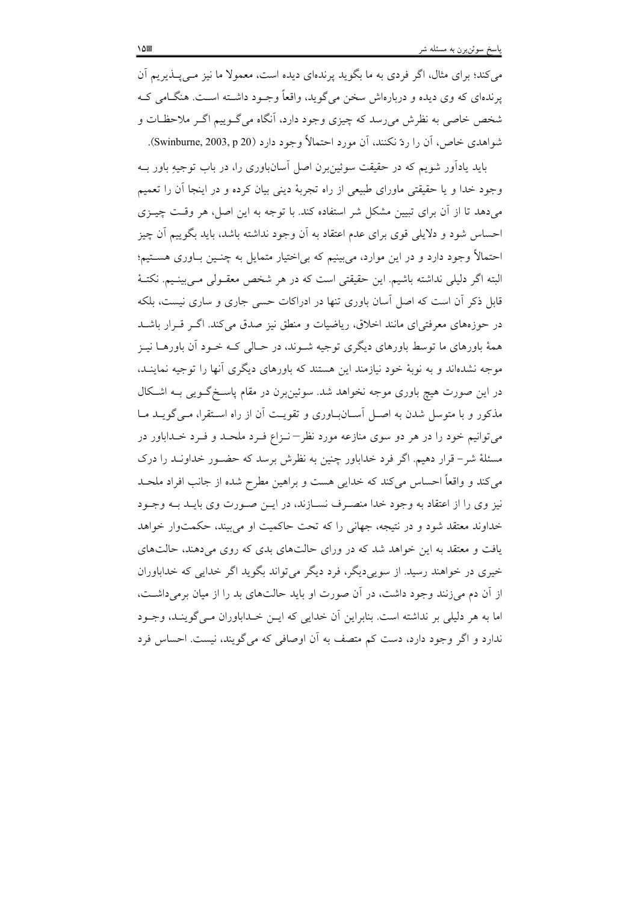می‌کند؛ برای مثال، اگر فردی به ما بگوید پرنده‌ای دیده است، معمولا ما نیز مـی‌پـذیریم آن پرنده‌ای که وی دیده و درباره‌اش سخن می‌گوید، واقعاً وجـود داشـته اسـت. هنگـامی کـه شخص خاصی به نظرش می‌رسد که چیزی وجود دارد، آنگاه می‌گـوییم اگـر ملاحظـات و شواهدی خاص، آن را ردّ نکنند، آن مورد احتمالاً وجود دارد (Swinburne, 2003, p 20).

باید یادآور شویم که در حقیقت سوئین‌برن اصل آسان‌باوری را، در باب توجیهِ باور بـه وجود خدا و یا حقیقتی ماورای طبیعی از راه تجربهٔ دینی بیان کرده و در اینجا آن را تعمیم می‌دهد تا از آن برای تبیین مشکل شر استفاده کند. با توجه به این اصل، هر وقـت چیـزی احساس شود و دلایلی قوی برای عدم اعتقاد به آن وجود نداشته باشد، باید بگوییم آن چیز احتمالاً وجود دارد و در این موارد، می‌بینیم که بی‌اختیار متمایل به چنـین بـاوری هسـتیم؛ البته اگر دلیلی نداشته باشیم. این حقیقتی است که در هر شخص معقـولی مـی‌بینـیم. نکتـهٔ قابل ذکر آن است که اصل آسان باوری تنها در ادراکات حسی جاری و ساری نیست، بلکه در حوزه‌های معرفتی‌ای مانند اخلاق، ریاضیات و منطق نیز صدق می‌کند. اگـر قـرار باشـد همهٔ باورهای ما توسط باورهای دیگری توجیه شـوند، در حـالی کـه خـود آن باورهـا نیـز موجه نشده‌اند و به نوبهٔ خود نیازمند این هستند که باورهای دیگری آنها را توجیه نماینـد، در این صورت هیچ باوری موجه نخواهد شد. سوئین‌برن در مقام پاسـخ‌گـویی بـه اشـکال مذکور و با متوسل شدن به اصـل آسـان‌بـاوری و تقویـت آن از راه اسـتقرا، مـی‌گویـد مـا می‌توانیم خود را در هر دو سوی منازعه مورد نظر– نـزاع فـرد ملحـد و فـرد خـداباور در مسئلهٔ شر– قرار دهیم. اگر فرد خداباور چنین به نظرش برسد که حضـور خداونـد را درک می‌کند و واقعاً احساس می‌کند که خدایی هست و براهین مطرح شده از جانب افراد ملحـد نیز وی را از اعتقاد به وجود خدا منصـرف نسـازند، در ایـن صـورت وی بایـد بـه وجـود خداوند معتقد شود و در نتیجه، جهانی را که تحت حاکمیت او می‌بیند، حکمت‌وار خواهد یافت و معتقد به این خواهد شد که در ورای حالت‌های بدی که روی می‌دهند، حالت‌های خیری در خواهند رسید. از سویی‌دیگر، فرد دیگر می‌تواند بگوید اگر خدایی که خداباوران از آن دم می‌زنند وجود داشت، در آن صورت او باید حالت‌های بد را از میان برمی‌داشـت، اما به هر دلیلی بر نداشته است. بنابراین آن خدایی که ایـن خـداباوران مـی‌گوینـد، وجـود ندارد و اگر وجود دارد، دست کم متصف به آن اوصافی که می‌گویند، نیست. احساس فرد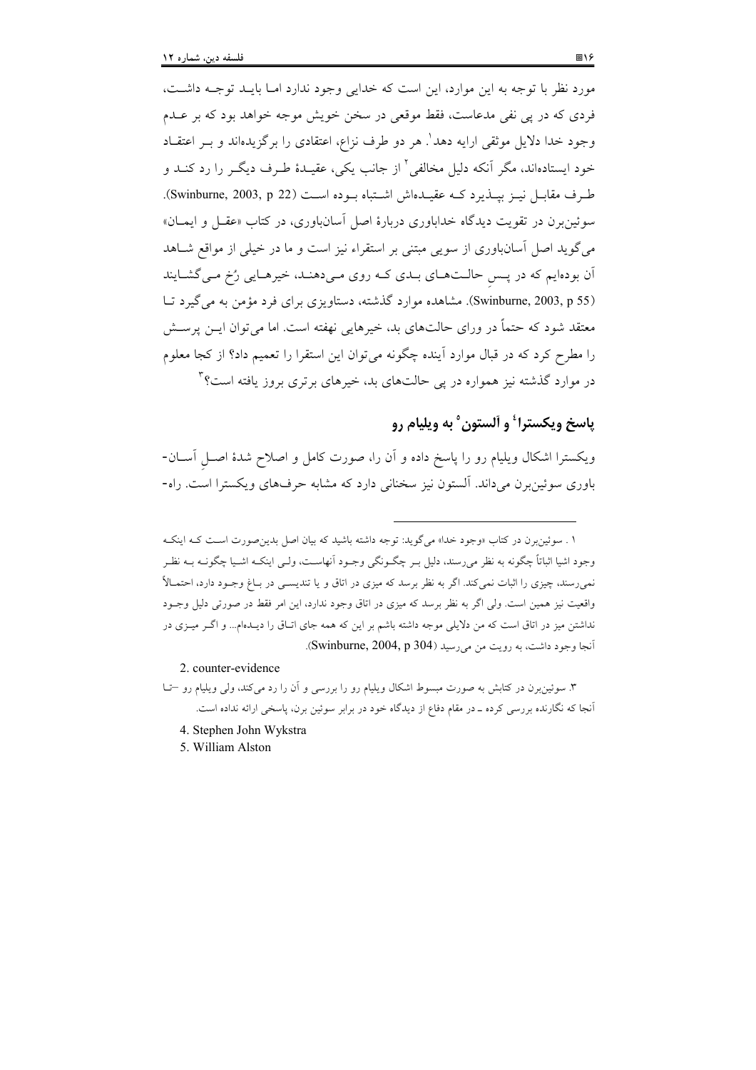مورد نظر با توجه به این موارد، این است که خدایی وجود ندارد اما باید توجه داشت، فردی که در پی نفی مدعاست، فقط موقعی در سخن خویش موجه خواهد بود که بر عدم وجود خدا دلایل موثقی ارایه دهد[1]. هر دو طرف نزاع، اعتقادی را برگزیده‌اند و بر اعتقاد خود ایستاده‌اند، مگر آنکه دلیل مخالفی[2] از جانب یکی، عقیدهٔ طرف دیگر را رد کند و طرف مقابل نیز بپذیرد که عقیده‌اش اشتباه بوده است (Swinburne, 2003, p 22). سوئین‌برن در تقویت دیدگاه خداباوری دربارهٔ اصل آسان‌باوری، در کتاب «عقل و ایمان» می‌گوید اصل آسان‌باوری از سویی مبتنی بر استقراء نیز است و ما در خیلی از مواقع شاهد آن بوده‌ایم که در پسِ حالت‌های بدی که روی می‌دهند، خیرهایی رُخ می‌گشایند (Swinburne, 2003, p 55). مشاهده موارد گذشته، دستاویزی برای فرد مؤمن به می‌گیرد تا معتقد شود که حتماً در ورای حالت‌های بد، خیرهایی نهفته است. اما می‌توان این پرسش را مطرح کرد که در قبال موارد آینده چگونه می‌توان این استقرا را تعمیم داد؟ از کجا معلوم در موارد گذشته نیز همواره در پی حالت‌های بد، خیرهای برتری بروز یافته است؟[3]

## پاسخ ویکسترا[4] و آلستون[5] به ویلیام رو

ویکسترا اشکال ویلیام رو را پاسخ داده و آن را، صورت کامل و اصلاح شدهٔ اصلِ آسان-باوری سوئین‌برن می‌داند. آلستون نیز سخنانی دارد که مشابه حرف‌های ویکسترا است. راه-

---

۱ . سوئین‌برن در کتاب «وجود خدا» می‌گوید: توجه داشته باشید که بیان اصل بدین‌صورت است که اینکه وجود اشیا اثباتاً چگونه به نظر می‌رسند، دلیل بر چگونگی وجود آنهاست، ولی اینکه اشیا چگونه به نظر نمی‌رسند، چیزی را اثبات نمی‌کند. اگر به نظر برسد که میزی در اتاق و یا تندیسی در باغ وجود دارد، احتمالاً واقعیت نیز همین است. ولی اگر به نظر برسد که میزی در اتاق وجود ندارد، این امر فقط در صورتی دلیل وجود نداشتن میز در اتاق است که من دلایلی موجه داشته باشم بر این که همه جای اتاق را دیده‌ام... و اگر میزی در آنجا وجود داشت، به رویت من می‌رسید (Swinburne, 2004, p 304).

2. counter-evidence

۳. سوئین‌برن در کتابش به صورت مبسوط اشکال ویلیام رو را بررسی و آن را رد می‌کند، ولی ویلیام رو –تا آنجا که نگارنده بررسی کرده ـ در مقام دفاع از دیدگاه خود در برابر سوئین برن، پاسخی ارائه نداده است.

4. Stephen John Wykstra

5. William Alston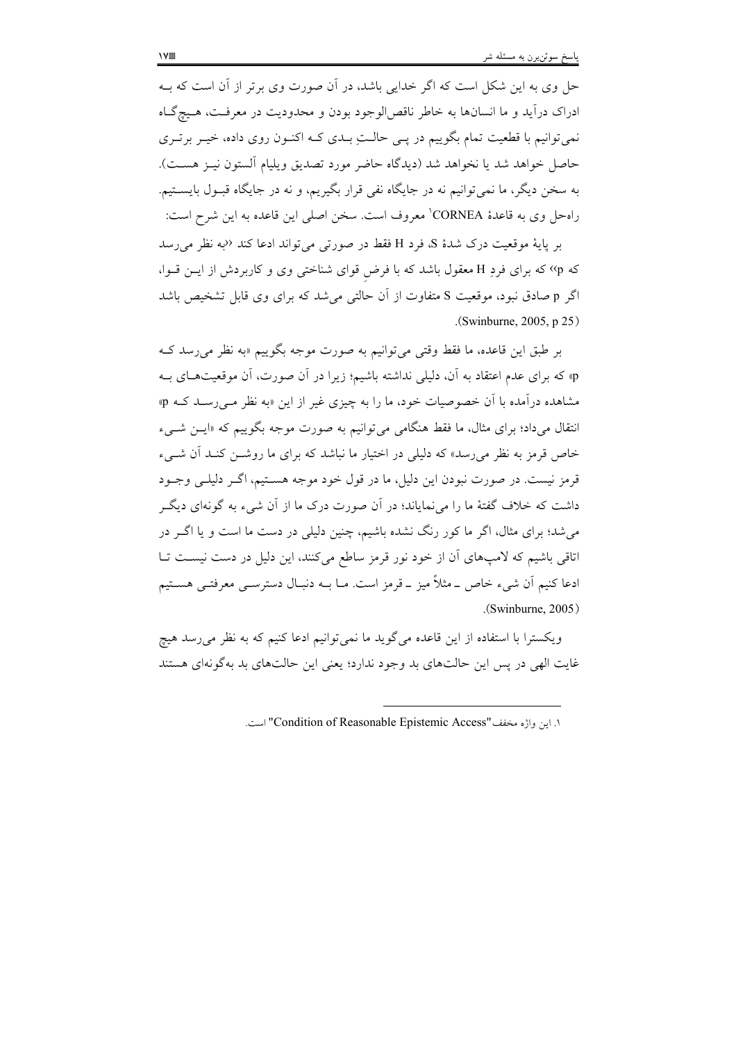حل وی به این شکل است که اگر خدایی باشد، در آن صورت وی برتر از آن است که به ادراک درآید و ما انسان‌ها به خاطر ناقص‌الوجود بودن و محدودیت در معرفت، هیچ‌گاه نمی‌توانیم با قطعیت تمام بگوییم در پی حالتِ بدی که اکنون روی داده، خیر برتری حاصل خواهد شد یا نخواهد شد (دیدگاه حاضر مورد تصدیق ویلیام آلستون نیز هست). به سخن دیگر، ما نمی‌توانیم نه در جایگاه نفی قرار بگیریم، و نه در جایگاه قبول بایستیم. راه‌حل وی به قاعدهٔ CORNEA[1] معروف است. سخن اصلی این قاعده به این شرح است:

بر پایهٔ موقعیت درک شدهٔ S، فرد H فقط در صورتی می‌تواند ادعا کند «به نظر می‌رسد که p» که برای فردِ H معقول باشد که با فرضِ قوای شناختی وی و کاربردش از این قوا، اگر p صادق نبود، موقعیت S متفاوت از آن حالتی می‌شد که برای وی قابل تشخیص باشد (Swinburne, 2005, p 25).

بر طبق این قاعده، ما فقط وقتی می‌توانیم به صورت موجه بگوییم «به نظر می‌رسد که p» که برای عدم اعتقاد به آن، دلیلی نداشته باشیم؛ زیرا در آن صورت، آن موقعیت‌های به مشاهده درآمده با آن خصوصیات خود، ما را به چیزی غیر از این «به نظر می‌رسد که p» انتقال می‌داد؛ برای مثال، ما فقط هنگامی می‌توانیم به صورت موجه بگوییم که «این شیء خاص قرمز به نظر می‌رسد» که دلیلی در اختیار ما نباشد که برای ما روشن کند آن شیء قرمز نیست. در صورت نبودن این دلیل، ما در قول خود موجه هستیم، اگر دلیلی وجود داشت که خلاف گفتهٔ ما را می‌نمایاند؛ در آن صورت درک ما از آن شیء به گونه‌ای دیگر می‌شد؛ برای مثال، اگر ما کور رنگ نشده باشیم، چنین دلیلی در دست ما است و یا اگر در اتاقی باشیم که لامپ‌های آن از خود نور قرمز ساطع می‌کنند، این دلیل در دست نیست تا ادعا کنیم آن شیء خاص ـ مثلاً میز ـ قرمز است. ما به دنبال دسترسی معرفتی هستیم (Swinburne, 2005).

ویکسترا با استفاده از این قاعده می‌گوید ما نمی‌توانیم ادعا کنیم که به نظر می‌رسد هیچ غایت الهی در پس این حالت‌های بد وجود ندارد؛ یعنی این حالت‌های بد به‌گونه‌ای هستند

---

[1] این واژه مخفف "Condition of Reasonable Epistemic Access" است.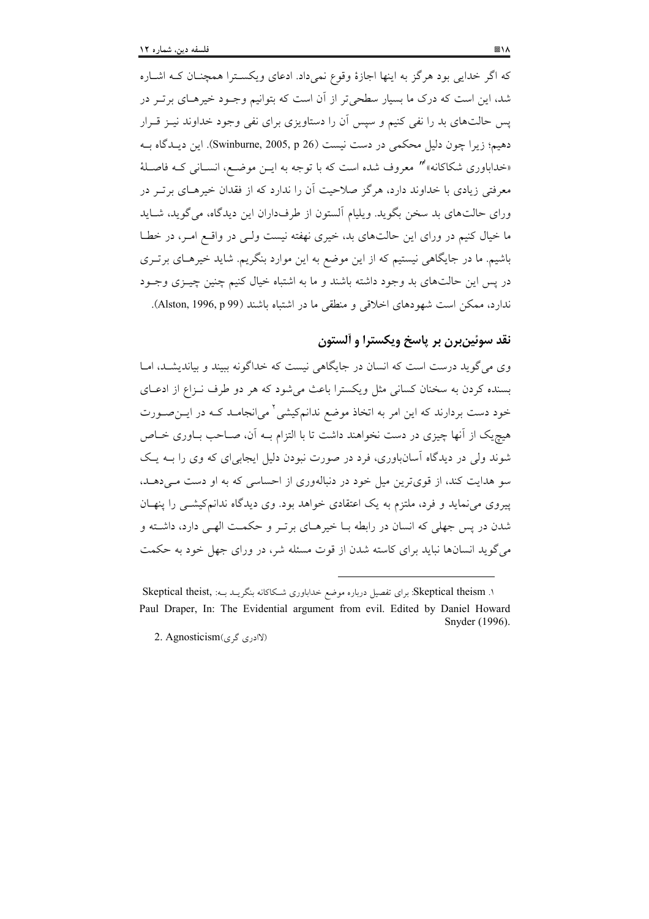که اگر خدایی بود هرگز به اینها اجازهٔ وقوع نمی‌داد. ادعای ویکسترا همچنان که اشاره شد، این است که درک ما بسیار سطحی‌تر از آن است که بتوانیم وجود خیرهای برتر در پس حالت‌های بد را نفی کنیم و سپس آن را دستاویزی برای نفی وجود خداوند نیز قرار دهیم؛ زیرا چون دلیل محکمی در دست نیست (Swinburne, 2005, p 26). این دیدگاه به «خداباوری شکاکانه»[1] معروف شده است که با توجه به این موضع، انسانی که فاصلهٔ معرفتی زیادی با خداوند دارد، هرگز صلاحیت آن را ندارد که از فقدان خیرهای برتر در ورای حالت‌های بد سخن بگوید. ویلیام آلستون از طرفداران این دیدگاه، می‌گوید، شاید ما خیال کنیم در ورای این حالت‌های بد، خیری نهفته نیست ولی در واقع امر، در خطا باشیم. ما در جایگاهی نیستیم که از این موضع به این موارد بنگریم. شاید خیرهای برتری در پس این حالت‌های بد وجود داشته باشند و ما به اشتباه خیال کنیم چنین چیزی وجود ندارد، ممکن است شهودهای اخلاقی و منطقی ما در اشتباه باشند (Alston, 1996, p 99).

## نقد سوئین‌برن بر پاسخ ویکسترا و آلستون

وی می‌گوید درست است که انسان در جایگاهی نیست که خداگونه ببیند و بیاندیشد، اما بسنده کردن به سخنان کسانی مثل ویکسترا باعث می‌شود که هر دو طرف نزاع از ادعای خود دست بردارند که این امر به اتخاذ موضع ندانم‌کیشی[2] می‌انجامد که در این‌صورت هیچ‌یک از آنها چیزی در دست نخواهند داشت تا با التزام به آن، صاحب باوری خاص شوند ولی در دیدگاه آسان‌باوری، فرد در صورت نبودن دلیل ایجابی‌ای که وی را به یک سو هدایت کند، از قوی‌ترین میل خود در دنباله‌وری از احساسی که به او دست می‌دهد، پیروی می‌نماید و فرد، ملتزم به یک اعتقادی خواهد بود. وی دیدگاه ندانم‌کیشی را پنهان شدن در پس جهلی که انسان در رابطه با خیرهای برتر و حکمت الهی دارد، داشته و می‌گوید انسان‌ها نباید برای کاسته شدن از قوت مسئله شر، در ورای جهل خود به حکمت

---

1. Skeptical theism: برای تفصیل درباره موضع خداباوری شکاکانه بنگرید به: Skeptical theist, Paul Draper, In: The Evidential argument from evil. Edited by Daniel Howard Snyder (1996).

2. Agnosticism (لاادری گری)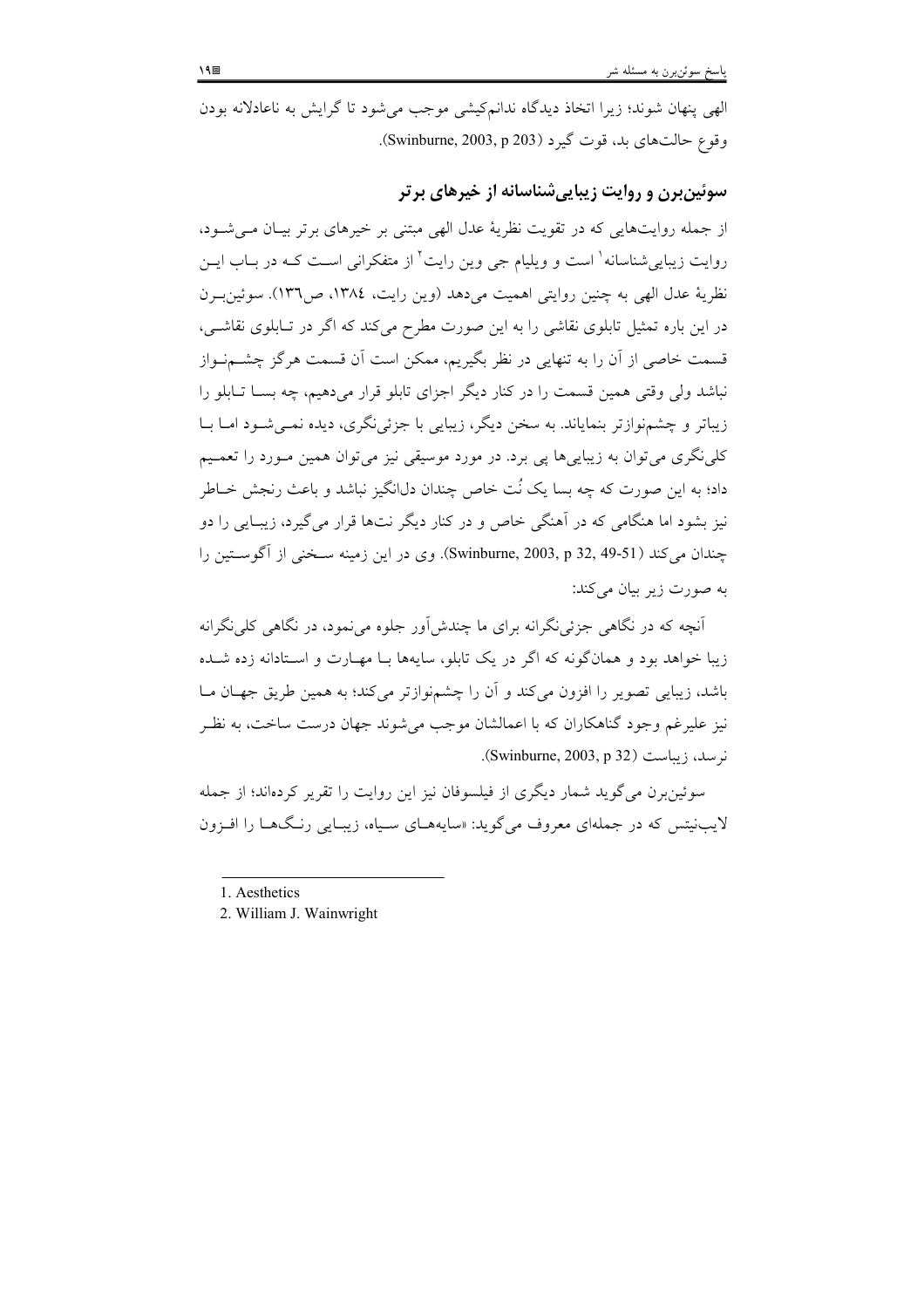الهی پنهان شوند؛ زیرا اتخاذ دیدگاه ندانم‌کیشی موجب می‌شود تا گرایش به ناعادلانه بودن وقوع حالت‌های بد، قوت گیرد (Swinburne, 2003, p 203).

## سوئین‌برن و روایت زیبایی‌شناسانه از خیرهای برتر

از جمله روایت‌هایی که در تقویت نظریهٔ عدل الهی مبتنی بر خیرهای برتر بیان می‌شود، روایت زیبایی‌شناسانه[1] است و ویلیام جی وین رایت[2] از متفکرانی است که در باب این نظریهٔ عدل الهی به چنین روایتی اهمیت می‌دهد (وین رایت، ١٣٨٤، ص١٣٦). سوئین‌برن در این باره تمثیل تابلوی نقاشی را به این صورت مطرح می‌کند که اگر در تابلوی نقاشی، قسمت خاصی از آن را به تنهایی در نظر بگیریم، ممکن است آن قسمت هرگز چشم‌نواز نباشد ولی وقتی همین قسمت را در کنار دیگر اجزای تابلو قرار می‌دهیم، چه بسا تابلو را زیباتر و چشم‌نوازتر بنمایاند. به سخن دیگر، زیبایی با جزئی‌نگری، دیده نمی‌شود اما با کلی‌نگری می‌توان به زیبایی‌ها پی برد. در مورد موسیقی نیز می‌توان همین مورد را تعمیم داد؛ به این صورت که چه بسا یک نُت خاص چندان دل‌انگیز نباشد و باعث رنجش خاطر نیز بشود اما هنگامی که در آهنگی خاص و در کنار دیگر نت‌ها قرار می‌گیرد، زیبایی را دو چندان می‌کند (Swinburne, 2003, p 32, 49-51). وی در این زمینه سخنی از آگوستین را به صورت زیر بیان می‌کند:

> آنچه که در نگاهی جزئی‌نگرانه برای ما چندش‌آور جلوه می‌نمود، در نگاهی کلی‌نگرانه زیبا خواهد بود و همان‌گونه که اگر در یک تابلو، سایه‌ها با مهارت و استادانه زده شده باشد، زیبایی تصویر را افزون می‌کند و آن را چشم‌نوازتر می‌کند؛ به همین طریق جهان ما نیز علیرغم وجود گناهکاران که با اعمالشان موجب می‌شوند جهان درست ساخت، به نظر نرسد، زیباست (Swinburne, 2003, p 32).

سوئین‌برن می‌گوید شمار دیگری از فیلسوفان نیز این روایت را تقریر کرده‌اند؛ از جمله لایب‌نیتس که در جمله‌ای معروف می‌گوید: «سایه‌های سیاه، زیبایی رنگ‌ها را افزون

---

1. Aesthetics
2. William J. Wainwright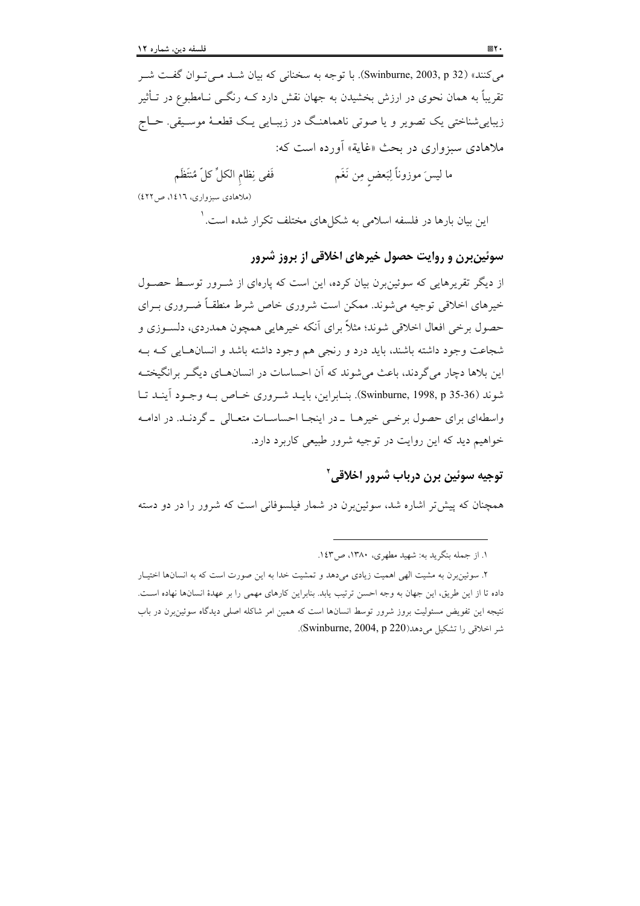می‌کنند» (Swinburne, 2003, p 32). با توجه به سخنانی که بیان شد می‌توان گفت شر تقریباً به همان نحوی در ارزش بخشیدن به جهان نقش دارد که رنگی نامطبوع در تأثیر زیبایی‌شناختی یک تصویر و یا صوتی ناهماهنگ در زیبایی یک قطعهٔ موسیقی. حاج ملاهادی سبزواری در بحث «غایة» آورده است که:

ما لیسَ موزوناً لِبَعضٍ مِن نَغَم　　فَفی نِظامِ الکلِّ کلٌّ مُنتَظَم

(ملاهادی سبزواری، ۱۴۱۶، ص۴۲۲)

این بیان بارها در فلسفه اسلامی به شکل‌های مختلف تکرار شده است.[1]

## سوئین‌برن و روایت حصول خیرهای اخلاقی از بروز شرور

از دیگر تقریرهایی که سوئین‌برن بیان کرده، این است که پاره‌ای از شرور توسط حصول خیرهای اخلاقی توجیه می‌شوند. ممکن است شروری خاص شرط منطقاً ضروری برای حصول برخی افعال اخلاقی شوند؛ مثلاً برای آنکه خیرهایی همچون همدردی، دلسوزی و شجاعت وجود داشته باشند، باید درد و رنجی هم وجود داشته باشد و انسان‌هایی که به این بلاها دچار می‌گردند، باعث می‌شوند که آن احساسات در انسان‌های دیگر برانگیخته شوند (Swinburne, 1998, p 35-36). بنابراین، باید شروری خاص به وجود آیند تا واسطه‌ای برای حصول برخی خیرها ـ در اینجا احساسات متعالی ـ گردند. در ادامه خواهیم دید که این روایت در توجیه شرور طبیعی کاربرد دارد.

## توجیه سوئین برن درباب شرور اخلاقی[2]

همچنان که پیش‌تر اشاره شد، سوئین‌برن در شمار فیلسوفانی است که شرور را در دو دسته

---

۱. از جمله بنگرید به: شهید مطهری، ۱۳۸۰، ص۱۴۳.

۲. سوئین‌برن به مشیت الهی اهمیت زیادی می‌دهد و تمشیت خدا به این صورت است که به انسان‌ها اختیار داده تا از این طریق، این جهان به وجه احسن ترتیب یابد. بنابراین کارهای مهمی را بر عهدهٔ انسان‌ها نهاده است. نتیجه این تفویض مسئولیت بروز شرور توسط انسان‌ها است که همین امر شاکله اصلی دیدگاه سوئین‌برن در باب شر اخلاقی را تشکیل می‌دهد(Swinburne, 2004, p 220).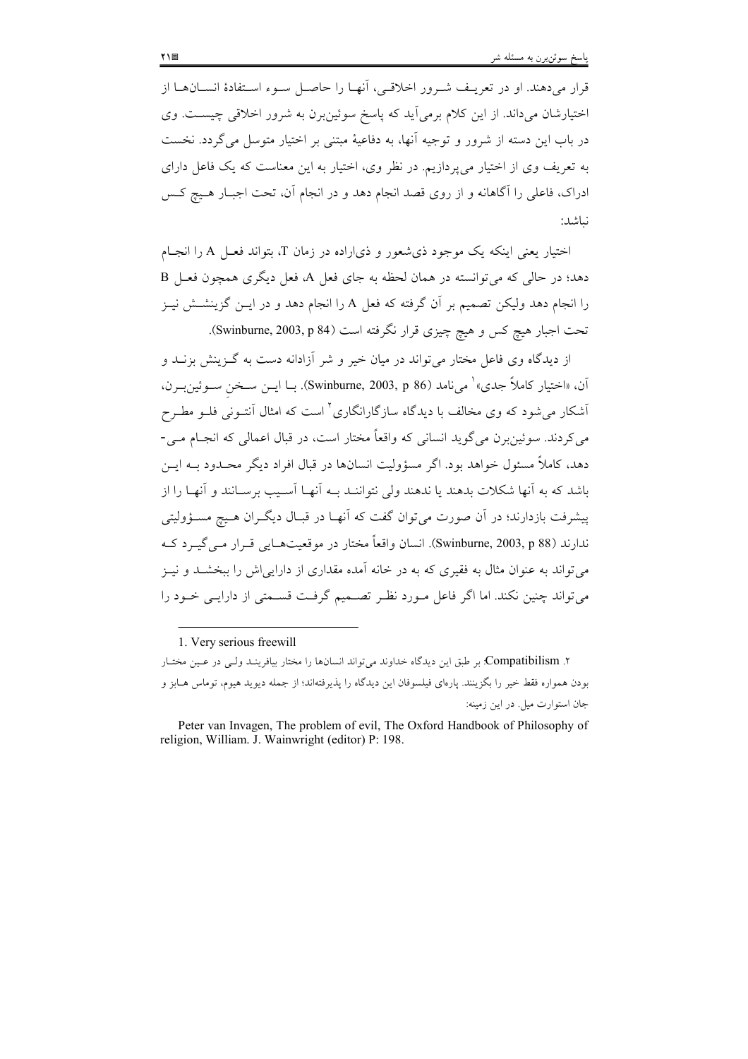قرار می‌دهند. او در تعریف شرور اخلاقی، آنها را حاصل سوء استفادهٔ انسان‌ها از اختیارشان می‌داند. از این کلام برمی‌آید که پاسخ سوئین‌برن به شرور اخلاقی چیست. وی در باب این دسته از شرور و توجیه آنها، به دفاعیهٔ مبتنی بر اختیار متوسل می‌گردد. نخست به تعریف وی از اختیار می‌پردازیم. در نظر وی، اختیار به این معناست که یک فاعل دارای ادراک، فاعلی را آگاهانه و از روی قصد انجام دهد و در انجام آن، تحت اجبار هیچ کس نباشد:

اختیار یعنی اینکه یک موجود ذی‌شعور و ذی‌اراده در زمان T، بتواند فعل A را انجام دهد؛ در حالی که می‌توانسته در همان لحظه به جای فعل A، فعل دیگری همچون فعل B را انجام دهد ولیکن تصمیم بر آن گرفته که فعل A را انجام دهد و در این گزینشش نیز تحت اجبار هیچ کس و هیچ چیزی قرار نگرفته است (Swinburne, 2003, p 84).

از دیدگاه وی فاعل مختار می‌تواند در میان خیر و شر آزادانه دست به گزینش بزند و آن، «اختیار کاملاً جدی»[1] می‌نامد (Swinburne, 2003, p 86). با این سخنِ سوئین‌برن، آشکار می‌شود که وی مخالف با دیدگاه سازگارانگاری[2] است که امثال آنتونی فلو مطرح می‌کردند. سوئین‌برن می‌گوید انسانی که واقعاً مختار است، در قبال اعمالی که انجام می‌دهد، کاملاً مسئول خواهد بود. اگر مسؤولیت انسان‌ها در قبال افراد دیگر محدود به این باشد که به آنها شکلات بدهند یا ندهند ولی نتوانند به آنها آسیب برسانند و آنها را از پیشرفت بازدارند؛ در آن صورت می‌توان گفت که آنها در قبال دیگران هیچ مسؤولیتی ندارند (Swinburne, 2003, p 88). انسان واقعاً مختار در موقعیت‌هایی قرار می‌گیرد که می‌تواند به عنوان مثال به فقیری که به در خانه آمده مقداری از دارایی‌اش را ببخشد و نیز می‌تواند چنین نکند. اما اگر فاعل مورد نظر تصمیم گرفت قسمتی از دارایی خود را

---

1. Very serious freewill

۲. Compatibilism: بر طبق این دیدگاه خداوند می‌تواند انسان‌ها را مختار بیافریند ولی در عین مختار بودن همواره فقط خیر را بگزینند. پاره‌ای فیلسوفان این دیدگاه را پذیرفته‌اند؛ از جمله دیوید هیوم، توماس هابز و جان استوارت میل. در این زمینه:

Peter van Invagen, The problem of evil, The Oxford Handbook of Philosophy of religion, William. J. Wainwright (editor) P: 198.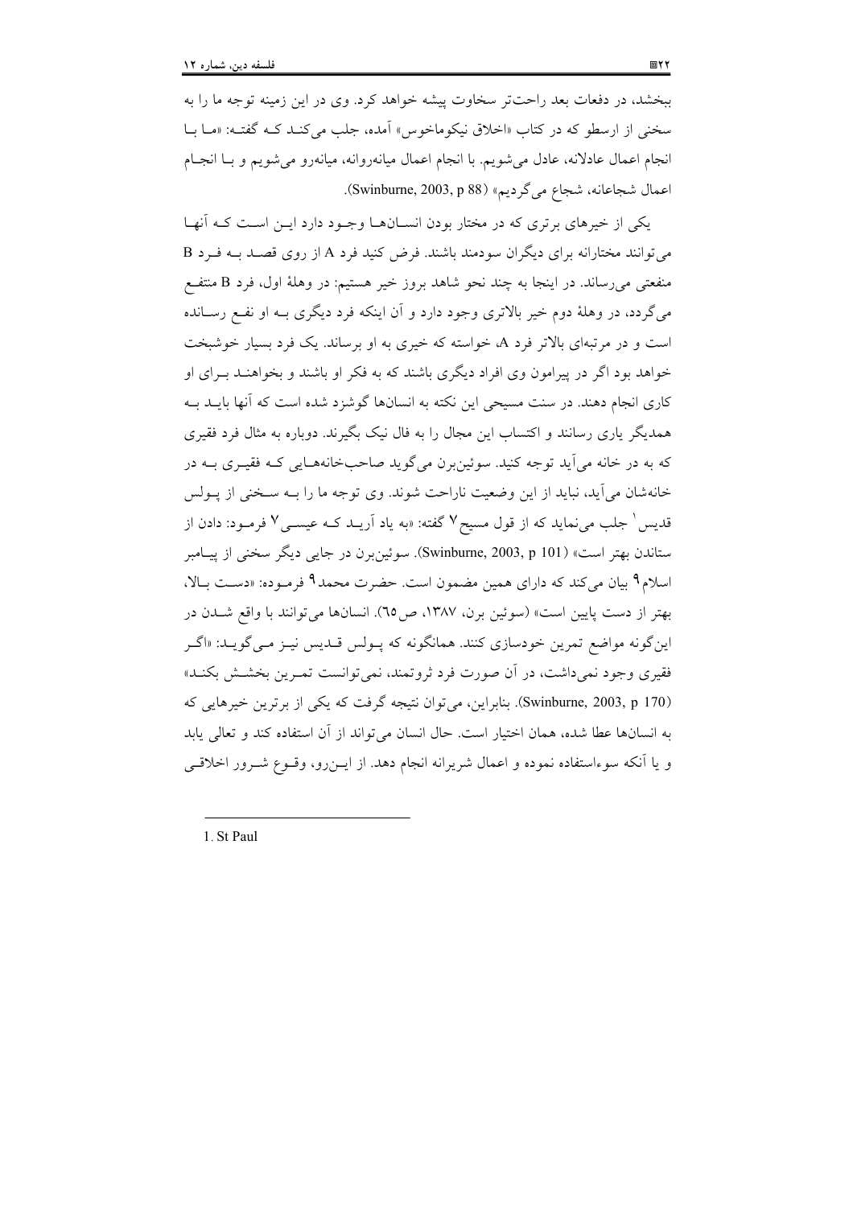ببخشد، در دفعات بعد راحت‌تر سخاوت پیشه خواهد کرد. وی در این زمینه توجه ما را به سخنی از ارسطو که در کتاب «اخلاق نیکوماخوس» آمده، جلب می‌کند که گفته: «ما با انجام اعمال عادلانه، عادل می‌شویم. با انجام اعمال میانه‌روانه، میانه‌رو می‌شویم و با انجام اعمال شجاعانه، شجاع می‌گردیم» (Swinburne, 2003, p 88).

یکی از خیرهای برتری که در مختار بودن انسان‌ها وجود دارد این است که آنها می‌توانند مختارانه برای دیگران سودمند باشند. فرض کنید فرد A از روی قصد به فرد B منفعتی می‌رساند. در اینجا به چند نحو شاهد بروز خیر هستیم: در وهلهٔ اول، فرد B منتفع می‌گردد، در وهلهٔ دوم خیر بالاتری وجود دارد و آن اینکه فرد دیگری به او نفع رسانده است و در مرتبه‌ای بالاتر فرد A، خواسته که خیری به او برساند. یک فرد بسیار خوشبخت خواهد بود اگر در پیرامون وی افراد دیگری باشند که به فکر او باشند و بخواهند برای او کاری انجام دهند. در سنت مسیحی این نکته به انسان‌ها گوشزد شده است که آنها باید به همدیگر یاری رسانند و اکتساب این مجال را به فال نیک بگیرند. دوباره به مثال فرد فقیری که به در خانه می‌آید توجه کنید. سوئین‌برن می‌گوید صاحب‌خانه‌هایی که فقیری به در خانه‌شان می‌آید، نباید از این وضعیت ناراحت شوند. وی توجه ما را به سخنی از پولس قدیس[1] جلب می‌نماید که از قول مسیح[7] گفته: «به یاد آرید که عیسی[7] فرمود: دادن از ستاندن بهتر است» (Swinburne, 2003, p 101). سوئین‌برن در جایی دیگر سخنی از پیامبر اسلام[9] بیان می‌کند که دارای همین مضمون است. حضرت محمد[9] فرموده: «دست بالا، بهتر از دست پایین است» (سوئین برن، ۱۳۸۷، ص۶۵). انسان‌ها می‌توانند با واقع شدن در این‌گونه مواضع تمرین خودسازی کنند. همانگونه که پولس قدیس نیز می‌گوید: «اگر فقیری وجود نمی‌داشت، در آن صورت فرد ثروتمند، نمی‌توانست تمرین بخشش بکند» (Swinburne, 2003, p 170). بنابراین، می‌توان نتیجه گرفت که یکی از برترین خیرهایی که به انسان‌ها عطا شده، همان اختیار است. حال انسان می‌تواند از آن استفاده کند و تعالی یابد و یا آنکه سوءاستفاده نموده و اعمال شریرانه انجام دهد. از این‌رو، وقوع شرور اخلاقی

---

1. St Paul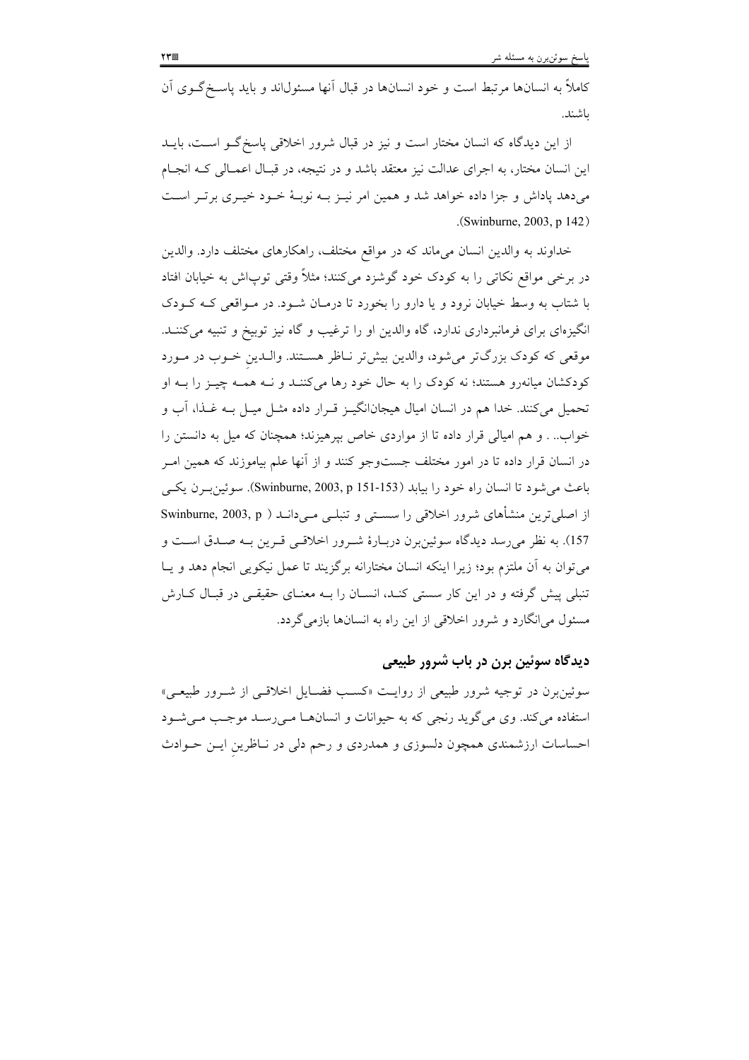کاملاً به انسان‌ها مرتبط است و خود انسان‌ها در قبال آنها مسئول‌اند و باید پاسخ‌گوی آن باشند.

از این دیدگاه که انسان مختار است و نیز در قبال شرور اخلاقی پاسخ‌گو است، باید این انسان مختار، به اجرای عدالت نیز معتقد باشد و در نتیجه، در قبال اعمالی که انجام می‌دهد پاداش و جزا داده خواهد شد و همین امر نیز به نوبهٔ خود خیری برتر است (Swinburne, 2003, p 142).

خداوند به والدین انسان می‌ماند که در مواقع مختلف، راهکارهای مختلف دارد. والدین در برخی مواقع نکاتی را به کودک خود گوشزد می‌کنند؛ مثلاً وقتی توپ‌اش به خیابان افتاد با شتاب به وسط خیابان نرود و یا دارو را بخورد تا درمان شود. در مواقعی که کودک انگیزه‌ای برای فرمانبرداری ندارد، گاه والدین او را ترغیب و گاه نیز توبیخ و تنبیه می‌کنند. موقعی که کودک بزرگ‌تر می‌شود، والدین بیش‌تر ناظر هستند. والدینِ خوب در مورد کودکشان میانه‌رو هستند؛ نه کودک را به حال خود رها می‌کنند و نه همه چیز را به او تحمیل می‌کنند. خدا هم در انسان امیال هیجان‌انگیز قرار داده مثل میل به غذا، آب و خواب.. . و هم امیالی قرار داده تا از مواردی خاص بپرهیزند؛ همچنان که میل به دانستن را در انسان قرار داده تا در امور مختلف جست‌وجو کنند و از آنها علم بیاموزند که همین امر باعث می‌شود تا انسان راه خود را بیابد (Swinburne, 2003, p 151-153). سوئین‌برن یکی از اصلی‌ترین منشأهای شرور اخلاقی را سستی و تنبلی می‌داند (Swinburne, 2003, p 157). به نظر می‌رسد دیدگاه سوئین‌برن دربارهٔ شرور اخلاقی قرین به صدق است و می‌توان به آن ملتزم بود؛ زیرا اینکه انسان مختارانه برگزیند تا عمل نیکویی انجام دهد و یا تنبلی پیش گرفته و در این کار سستی کند، انسان را به معنای حقیقی در قبال کارش مسئول می‌انگارد و شرور اخلاقی از این راه به انسان‌ها بازمی‌گردد.

## دیدگاه سوئین برن در باب شرور طبیعی

سوئین‌برن در توجیه شرور طبیعی از روایت «کسب فضایل اخلاقی از شرور طبیعی» استفاده می‌کند. وی می‌گوید رنجی که به حیوانات و انسان‌ها می‌رسد موجب می‌شود احساسات ارزشمندی همچون دلسوزی و همدردی و رحم دلی در ناظرینِ این حوادث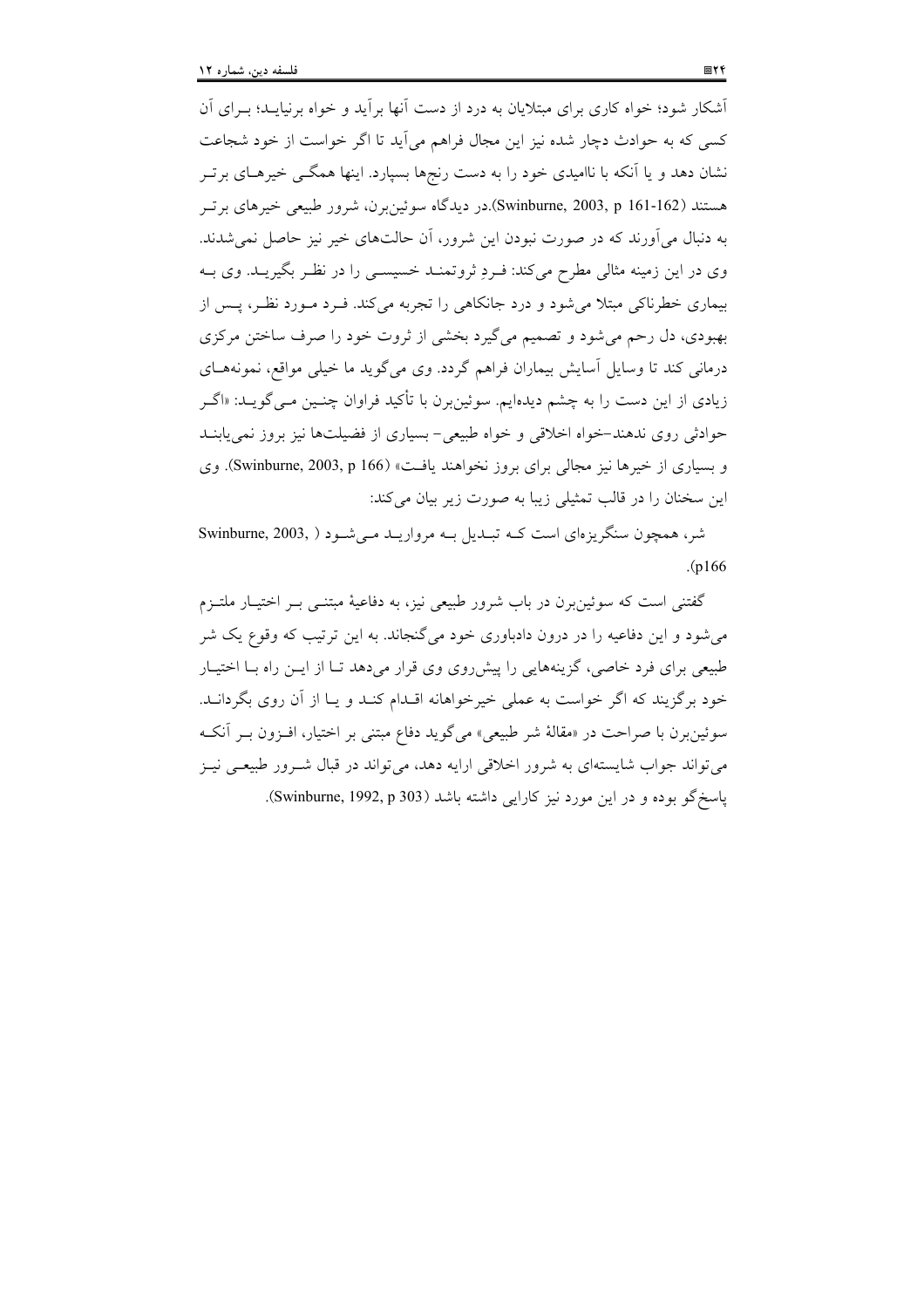آشکار شود؛ خواه کاری برای مبتلایان به درد از دست آنها برآید و خواه برنیاید؛ برای آن کسی که به حوادث دچار شده نیز این مجال فراهم می‌آید تا اگر خواست از خود شجاعت نشان دهد و یا آنکه با ناامیدی خود را به دست رنج‌ها بسپارد. اینها همگی خیرهای برتر هستند (Swinburne, 2003, p 161-162).در دیدگاه سوئین‌برن، شرور طبیعی خیرهای برتر به دنبال می‌آورند که در صورت نبودن این شرور، آن حالت‌های خیر نیز حاصل نمی‌شدند. وی در این زمینه مثالی مطرح می‌کند: فردِ ثروتمند خسیسی را در نظر بگیرید. وی به بیماری خطرناکی مبتلا می‌شود و درد جانکاهی را تجربه می‌کند. فرد مورد نظر، پس از بهبودی، دل رحم می‌شود و تصمیم می‌گیرد بخشی از ثروت خود را صرف ساختن مرکزی درمانی کند تا وسایل آسایش بیماران فراهم گردد. وی می‌گوید ما خیلی مواقع، نمونه‌های زیادی از این دست را به چشم دیده‌ایم. سوئین‌برن با تأکید فراوان چنین می‌گوید: «اگر حوادثی روی ندهند–خواه اخلاقی و خواه طبیعی– بسیاری از فضیلت‌ها نیز بروز نمی‌یابند و بسیاری از خیرها نیز مجالی برای بروز نخواهند یافت» (Swinburne, 2003, p 166). وی این سخنان را در قالب تمثیلی زیبا به صورت زیر بیان می‌کند:

شر، همچون سنگریزه‌ای است که تبدیل به مروارید می‌شود (Swinburne, 2003, p166).

گفتنی است که سوئین‌برن در باب شرور طبیعی نیز، به دفاعیهٔ مبتنی بر اختیار ملتزم می‌شود و این دفاعیه را در درون دادباوری خود می‌گنجاند. به این ترتیب که وقوع یک شر طبیعی برای فرد خاصی، گزینه‌هایی را پیش‌روی وی قرار می‌دهد تا از این راه با اختیار خود برگزیند که اگر خواست به عملی خیرخواهانه اقدام کند و یا از آن روی بگرداند. سوئین‌برن با صراحت در «مقالهٔ شر طبیعی» می‌گوید دفاع مبتنی بر اختیار، افزون بر آنکه می‌تواند جواب شایسته‌ای به شرور اخلاقی ارایه دهد، می‌تواند در قبال شرور طبیعی نیز پاسخ‌گو بوده و در این مورد نیز کارایی داشته باشد (Swinburne, 1992, p 303).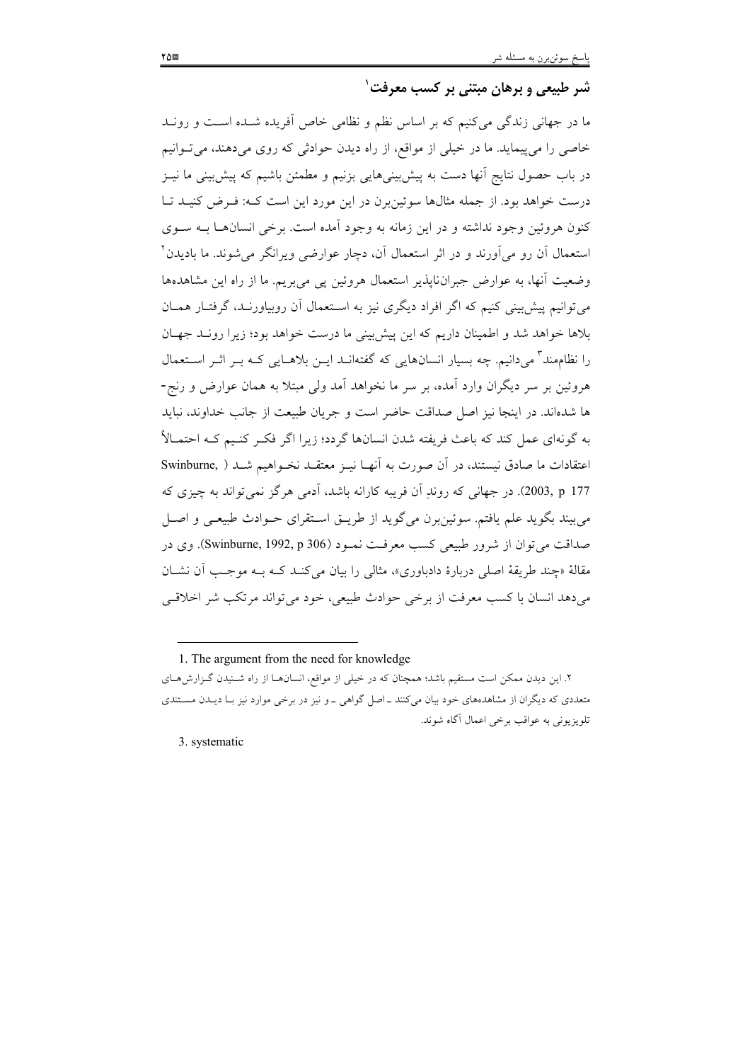## شر طبیعی و برهان مبتنی بر کسب معرفت[1]

ما در جهانی زندگی می‌کنیم که بر اساس نظم و نظامی خاص آفریده شده است و روند خاصی را می‌پیماید. ما در خیلی از مواقع، از راه دیدن حوادثی که روی می‌دهند، می‌توانیم در باب حصول نتایج آنها دست به پیش‌بینی‌هایی بزنیم و مطمئن باشیم که پیش‌بینی ما نیز درست خواهد بود. از جمله مثال‌ها سوئین‌برن در این مورد این است که: فرض کنید تا کنون هروئین وجود نداشته و در این زمانه به وجود آمده است. برخی انسان‌ها به سوی استعمال آن رو می‌آورند و در اثر استعمال آن، دچار عوارضی ویرانگر می‌شوند. ما بادیدن[2] وضعیت آنها، به عوارض جبران‌ناپذیر استعمال هروئین پی می‌بریم. ما از راه این مشاهده‌ها می‌توانیم پیش‌بینی کنیم که اگر افراد دیگری نیز به استعمال آن روبیاورند، گرفتار همان بلاها خواهد شد و اطمینان داریم که این پیش‌بینی ما درست خواهد بود؛ زیرا روند جهان را نظام‌مند[3] می‌دانیم. چه بسیار انسان‌هایی که گفته‌اند این بلاهایی که بر اثر استعمال هروئین بر سر دیگران وارد آمده، بر سر ما نخواهد آمد ولی مبتلا به همان عوارض و رنج‌ها شده‌اند. در اینجا نیز اصل صداقت حاضر است و جریان طبیعت از جانب خداوند، نباید به گونه‌ای عمل کند که باعث فریفته شدن انسان‌ها گردد؛ زیرا اگر فکر کنیم که احتمالاً اعتقادات ما صادق نیستند، در آن صورت به آنها نیز معتقد نخواهیم شد (Swinburne, 2003, p 177). در جهانی که روندِ آن فریبه کارانه باشد، آدمی هرگز نمی‌تواند به چیزی که می‌بیند بگوید علم یافتم. سوئین‌برن می‌گوید از طریق استقرای حوادث طبیعی و اصل صداقت می‌توان از شرور طبیعی کسب معرفت نمود (Swinburne, 1992, p 306). وی در مقالهٔ «چند طریقهٔ اصلی دربارهٔ دادباوری»، مثالی را بیان می‌کند که به موجب آن نشان می‌دهد انسان با کسب معرفت از برخی حوادث طبیعی، خود می‌تواند مرتکب شر اخلاقی

---

1. The argument from the need for knowledge

۲. این دیدن ممکن است مستقیم باشد؛ همچنان که در خیلی از مواقع، انسان‌ها از راه شنیدن گزارش‌های متعددی که دیگران از مشاهده‌های خود بیان می‌کنند ـ اصل گواهی ـ و نیز در برخی موارد نیز با دیدن مستندی تلویزیونی به عواقب برخی اعمال آگاه شوند.

3. systematic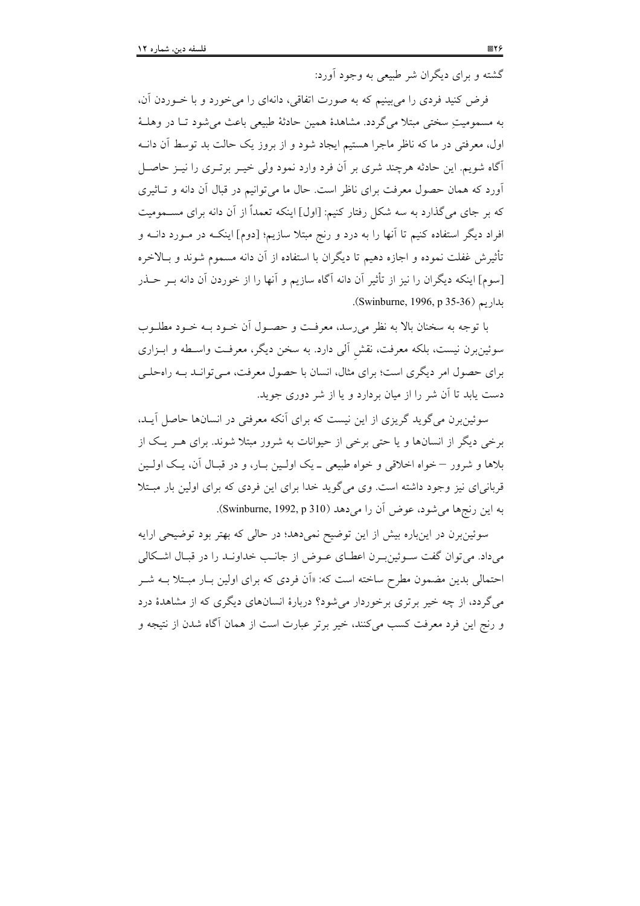گشته و برای دیگران شر طبیعی به وجود آورد:

فرض کنید فردی را می‌بینیم که به صورت اتفاقی، دانه‌ای را می‌خورد و با خـوردن آن، به مسمومیتِ سختی مبتلا می‌گردد. مشاهدهٔ همین حادثهٔ طبیعی باعث می‌شود تـا در وهلـهٔ اول، معرفتی در ما که ناظر ماجرا هستیم ایجاد شود و از بروز یک حالت بد توسط آن دانـه آگاه شویم. این حادثه هرچند شری بر آن فرد وارد نمود ولی خیـر برتـری را نیـز حاصـل آورد که همان حصول معرفت برای ناظر است. حال ما می‌توانیم در قبال آن دانه و تـاثیری که بر جای می‌گذارد به سه شکل رفتار کنیم: [اول] اینکه تعمداً از آن دانه برای مسـمومیت افراد دیگر استفاده کنیم تا آنها را به درد و رنج مبتلا سازیم؛ [دوم] اینکـه در مـورد دانـه و تأثیرش غفلت نموده و اجازه دهیم تا دیگران با استفاده از آن دانه مسموم شوند و بـالاخره [سوم] اینکه دیگران را نیز از تأثیر آن دانه آگاه سازیم و آنها را از خوردن آن دانه بـر حـذر بداریم (Swinburne, 1996, p 35-36).

با توجه به سخنان بالا به نظر می‌رسد، معرفـت و حصـول آن خـود بـه خـود مطلـوب سوئین‌برن نیست، بلکه معرفت، نقشِ آلی دارد. به سخن دیگر، معرفـت واسـطه و ابـزاری برای حصول امر دیگری است؛ برای مثال، انسان با حصول معرفت، مـی‌توانـد بـه راه‌حلـی دست یابد تا آن شر را از میان بردارد و یا از شر دوری جوید.

سوئین‌برن می‌گوید گریزی از این نیست که برای آنکه معرفتی در انسان‌ها حاصل آیـد، برخی دیگر از انسان‌ها و یا حتی برخی از حیوانات به شرور مبتلا شوند. برای هـر یـک از بلاها و شرور – خواه اخلاقی و خواه طبیعی ـ یک اولـین بـار، و در قبـال آن، یـک اولـین قربانی‌ای نیز وجود داشته است. وی می‌گوید خدا برای این فردی که برای اولین بار مبـتلا به این رنج‌ها می‌شود، عوض آن را می‌دهد (Swinburne, 1992, p 310).

سوئین‌برن در این‌باره بیش از این توضیح نمی‌دهد؛ در حالی که بهتر بود توضیحی ارایه می‌داد. می‌توان گفت سـوئین‌بـرن اعطـای عـوض از جانـب خداونـد را در قبـال اشـکالی احتمالی بدین مضمون مطرح ساخته است که: «آن فردی که برای اولین بـار مبـتلا بـه شـر می‌گردد، از چه خیر برتری برخوردار می‌شود؟ دربارهٔ انسان‌های دیگری که از مشاهدهٔ درد و رنج این فرد معرفت کسب می‌کنند، خیر برتر عبارت است از همان آگاه شدن از نتیجه و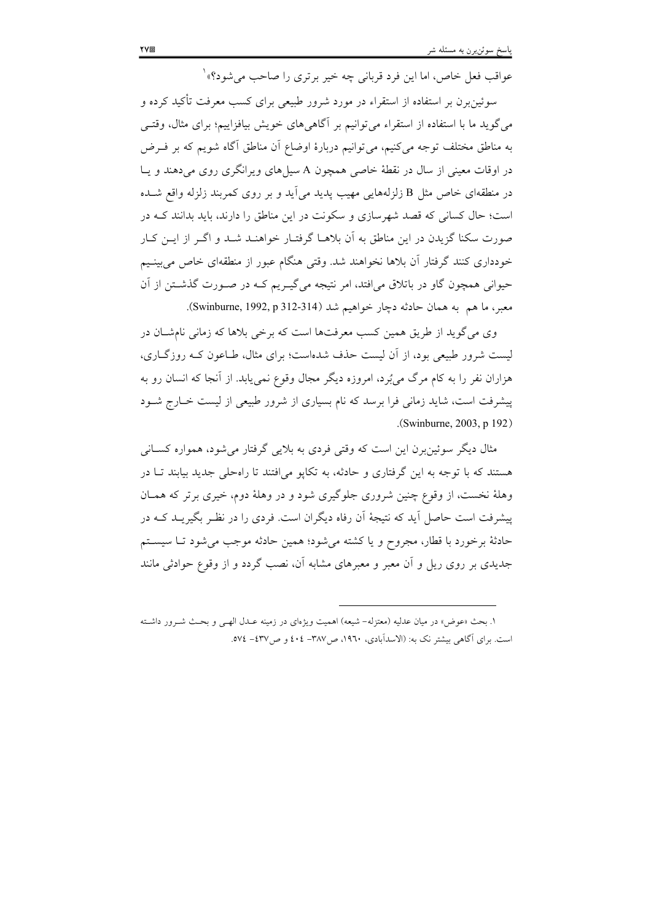عواقب فعل خاص، اما این فرد قربانی چه خیر برتری را صاحب می‌شود؟»[1]

سوئین‌برن بر استفاده از استقراء در مورد شرور طبیعی برای کسب معرفت تأکید کرده و می‌گوید ما با استفاده از استقراء می‌توانیم بر آگاهی‌های خویش بیافزاییم؛ برای مثال، وقتی به مناطق مختلف توجه می‌کنیم، می‌توانیم دربارهٔ اوضاع آن مناطق آگاه شویم که بر فرض در اوقات معینی از سال در نقطهٔ خاصی همچون A سیل‌های ویرانگری روی می‌دهند و یا در منطقه‌ای خاص مثل B زلزله‌هایی مهیب پدید می‌آید و بر روی کمربند زلزله واقع شده است؛ حال کسانی که قصد شهرسازی و سکونت در این مناطق را دارند، باید بدانند که در صورت سکنا گزیدن در این مناطق به آن بلاها گرفتار خواهند شد و اگر از این کار خودداری کنند گرفتار آن بلاها نخواهند شد. وقتی هنگام عبور از منطقه‌ای خاص می‌بینیم حیوانی همچون گاو در باتلاق می‌افتد، امر نتیجه می‌گیریم که در صورت گذشتن از آن معبر، ما هم به همان حادثه دچار خواهیم شد (Swinburne, 1992, p 312-314).

وی می‌گوید از طریق همین کسب معرفت‌ها است که برخی بلاها که زمانی نام‌شان در لیست شرور طبیعی بود، از آن لیست حذف شده‌است؛ برای مثال، طاعون که روزگاری، هزاران نفر را به کام مرگ می‌بُرد، امروزه دیگر مجال وقوع نمی‌یابد. از آنجا که انسان رو به پیشرفت است، شاید زمانی فرا برسد که نام بسیاری از شرور طبیعی از لیست خارج شود (Swinburne, 2003, p 192).

مثال دیگر سوئین‌برن این است که وقتی فردی به بلایی گرفتار می‌شود، همواره کسانی هستند که با توجه به این گرفتاری و حادثه، به تکاپو می‌افتند تا راه‌حلی جدید بیابند تا در وهلهٔ نخست، از وقوع چنین شروری جلوگیری شود و در وهلهٔ دوم، خیری برتر که همان پیشرفت است حاصل آید که نتیجهٔ آن رفاه دیگران است. فردی را در نظر بگیرید که در حادثهٔ برخورد با قطار، مجروح و یا کشته می‌شود؛ همین حادثه موجب می‌شود تا سیستم جدیدی بر روی ریل و آن معبر و معبرهای مشابه آن، نصب گردد و از وقوع حوادثی مانند

---

[1] بحث «عوض» در میان عدلیه (معتزله- شیعه) اهمیت ویژه‌ای در زمینه عدل الهی و بحث شرور داشته است. برای آگاهی بیشتر نک به: (الاسدآبادی، ۱۹۶۰، ص۳۸۷- ٤٠٤ و ص٤٣٧- ٥٧٤.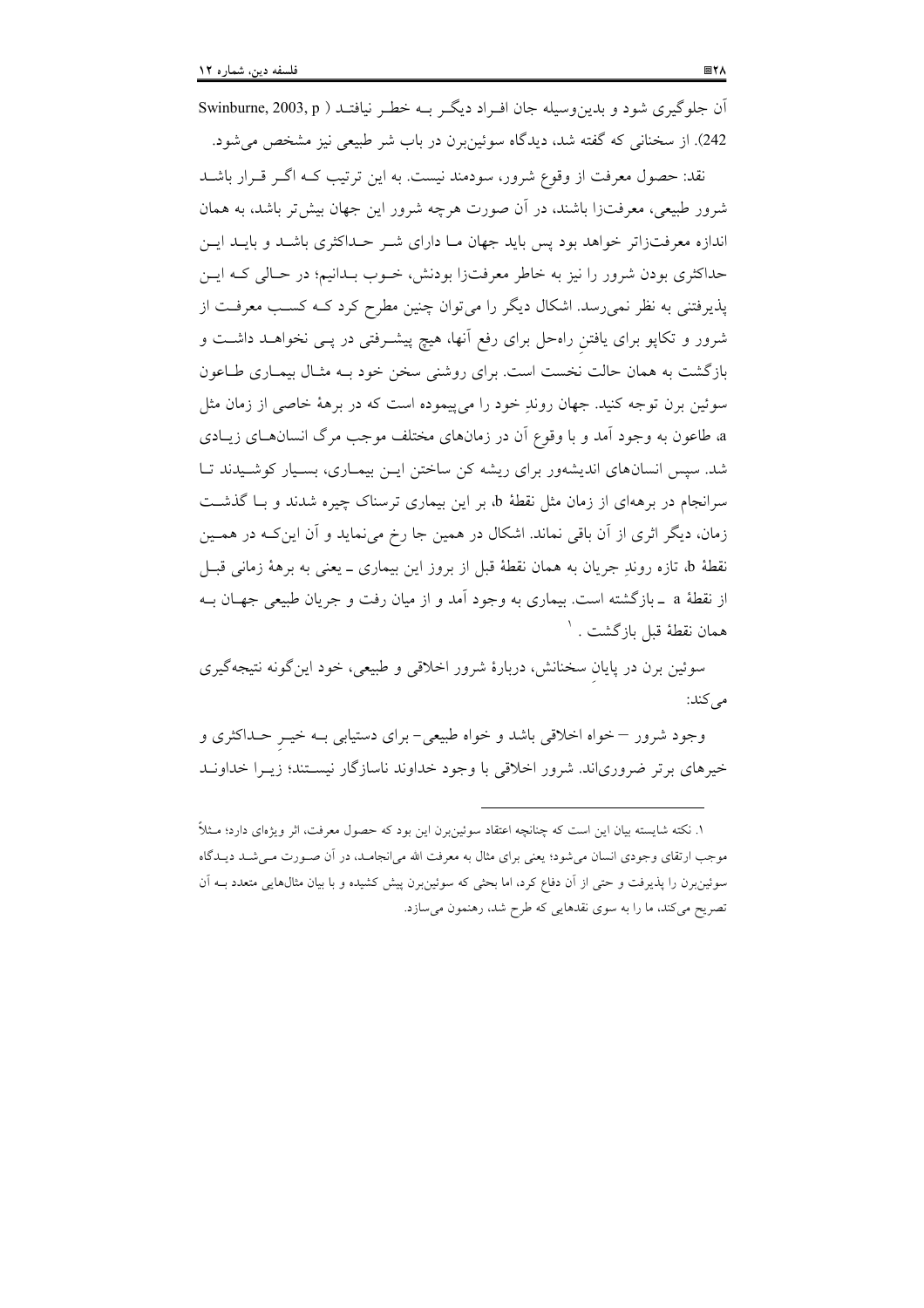آن جلوگیری شود و بدین‌وسیله جان افـراد دیگـر بـه خطـر نیافتـد ( Swinburne, 2003, p 242). از سخنانی که گفته شد، دیدگاه سوئین‌برن در باب شر طبیعی نیز مشخص می‌شود.

نقد: حصول معرفت از وقوع شرور، سودمند نیست. به این ترتیب کـه اگـر قـرار باشـد شرور طبیعی، معرفت‌زا باشند، در آن صورت هرچه شرور این جهان بیش‌تر باشد، به همان اندازه معرفت‌زاتر خواهد بود پس باید جهان مـا دارای شـر حـداکثری باشـد و بایـد ایـن حداکثری بودن شرور را نیز به خاطر معرفت‌زا بودنش، خـوب بـدانیم؛ در حـالی کـه ایـن پذیرفتنی به نظر نمی‌رسد. اشکال دیگر را می‌توان چنین مطرح کرد کـه کسـب معرفـت از شرور و تکاپو برای یافتنِ راه‌حل برای رفع آنها، هیچ پیشـرفتی در پـی نخواهـد داشـت و بازگشت به همان حالت نخست است. برای روشنی سخن خود بـه مثـال بیمـاری طـاعون سوئین برن توجه کنید. جهان روندِ خود را می‌پیموده است که در برهۀ خاصی از زمان مثل a، طاعون به وجود آمد و با وقوع آن در زمان‌های مختلف موجب مرگ انسان‌هـای زیـادی شد. سپس انسان‌های اندیشه‌ور برای ریشه کن ساختن ایـن بیمـاری، بسـیار کوشـیدند تـا سرانجام در برهه‌ای از زمان مثل نقطۀ b، بر این بیماری ترسناک چیره شدند و بـا گذشـت زمان، دیگر اثری از آن باقی نماند. اشکال در همین جا رخ می‌نماید و آن این‌کـه در همـین نقطۀ b، تازه روندِ جریان به همان نقطۀ قبل از بروز این بیماری ـ یعنی به برهۀ زمانی قبـل از نقطۀ a ـ بازگشته است. بیماری به وجود آمد و از میان رفت و جریان طبیعی جهـان بـه همان نقطۀ قبل بازگشت. [1]

سوئین برن در پایانِ سخنانش، دربارۀ شرور اخلاقی و طبیعی، خود این‌گونه نتیجه‌گیری می‌کند:

وجود شرور – خواه اخلاقی باشد و خواه طبیعی– برای دستیابی بـه خیـرِ حـداکثری و خیرهای برتر ضروری‌اند. شرور اخلاقی با وجود خداوند ناسازگار نیسـتند؛ زیـرا خداونـد

---

[1]. نکته شایسته بیان این است که چنانچه اعتقاد سوئین‌برن این بود که حصول معرفت، اثر ویژه‌ای دارد؛ مـثلاً موجب ارتقای وجودی انسان می‌شود؛ یعنی برای مثال به معرفت الله می‌انجامـد، در آن صـورت مـی‌شـد دیـدگاه سوئین‌برن را پذیرفت و حتی از آن دفاع کرد، اما بحثی که سوئین‌برن پیش کشیده و با بیان مثال‌هایی متعدد بـه آن تصریح می‌کند، ما را به سوی نقدهایی که طرح شد، رهنمون می‌سازد.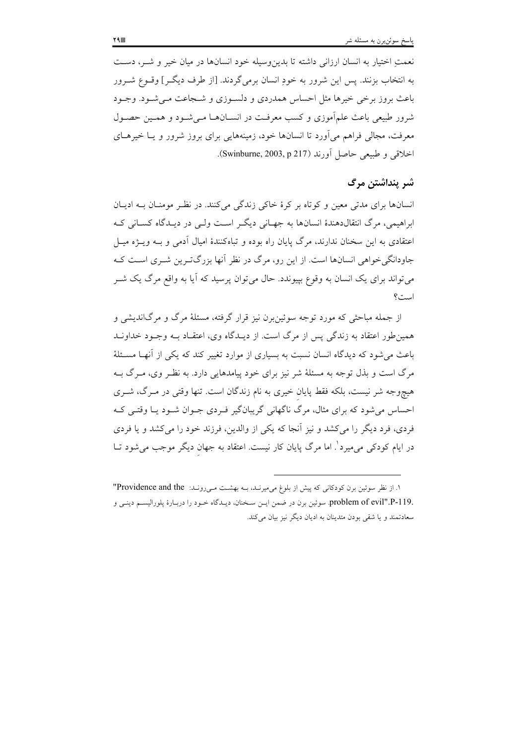نعمتِ اختیار به انسان ارزانی داشته تا بدین‌وسیله خود انسان‌ها در میان خیر و شر، دست به انتخاب بزنند. پس این شرور به خودِ انسان برمی‌گردند. [از طرف دیگر] وقوع شرور باعث بروز برخی خیرها مثل احساس همدردی و دلسوزی و شجاعت می‌شود. وجود شرور طبیعی باعث علم‌آموزی و کسب معرفت در انسان‌ها می‌شود و همین حصول معرفت، مجالی فراهم می‌آورد تا انسان‌ها خود، زمینه‌هایی برای بروز شرور و یا خیرهای اخلاقی و طبیعی حاصل آورند (Swinburne, 2003, p 217).

## شر پنداشتن مرگ

انسان‌ها برای مدتی معین و کوتاه بر کرهٔ خاکی زندگی می‌کنند. در نظر مومنان به ادیان ابراهیمی، مرگ انتقال‌دهندهٔ انسان‌ها به جهانی دیگر است ولی در دیدگاه کسانی که اعتقادی به این سخنان ندارند، مرگ پایان راه بوده و تباه‌کنندهٔ امیال آدمی و به ویژه میل جاودانگی‌خواهی انسان‌ها است. از این رو، مرگ در نظر آنها بزرگ‌ترین شری است که می‌تواند برای یک انسان به وقوع بپیوندد. حال می‌توان پرسید که آیا به واقع مرگ یک شر است؟

از جمله مباحثی که مورد توجه سوئین‌برن نیز قرار گرفته، مسئلهٔ مرگ و مرگ‌اندیشی و همین‌طور اعتقاد به زندگی پس از مرگ است. از دیدگاه وی، اعتقاد به وجود خداوند باعث می‌شود که دیدگاه انسان نسبت به بسیاری از موارد تغییر کند که یکی از آنها مسئلهٔ مرگ است و بذل توجه به مسئلهٔ شر نیز برای خود پیامدهایی دارد. به نظر وی، مرگ به هیچ‌وجه شر نیست، بلکه فقط پایانِ خیری به نام زندگان است. تنها وقتی در مرگ، شری احساس می‌شود که برای مثال، مرگ ناگهانی گریبان‌گیر فردی جوان شود یا وقتی که فردی، فرد دیگر را می‌کشد و نیز آنجا که یکی از والدین، فرزند خود را می‌کشد و یا فردی در ایام کودکی می‌میرد[1]. اما مرگ پایان کار نیست. اعتقاد به جهانِ دیگر موجب می‌شود تا

---

[1]. از نظر سوئین برن کودکانی که پیش از بلوغ می‌میرند، به بهشت می‌روند: "Providence and the problem of evil".P-119. سوئین برن در ضمن این سخنان، دیدگاه خود را دربارهٔ پلورالیسم دینی و سعادتمند و یا شقی بودن متدینان به ادیان دیگر نیز بیان می‌کند.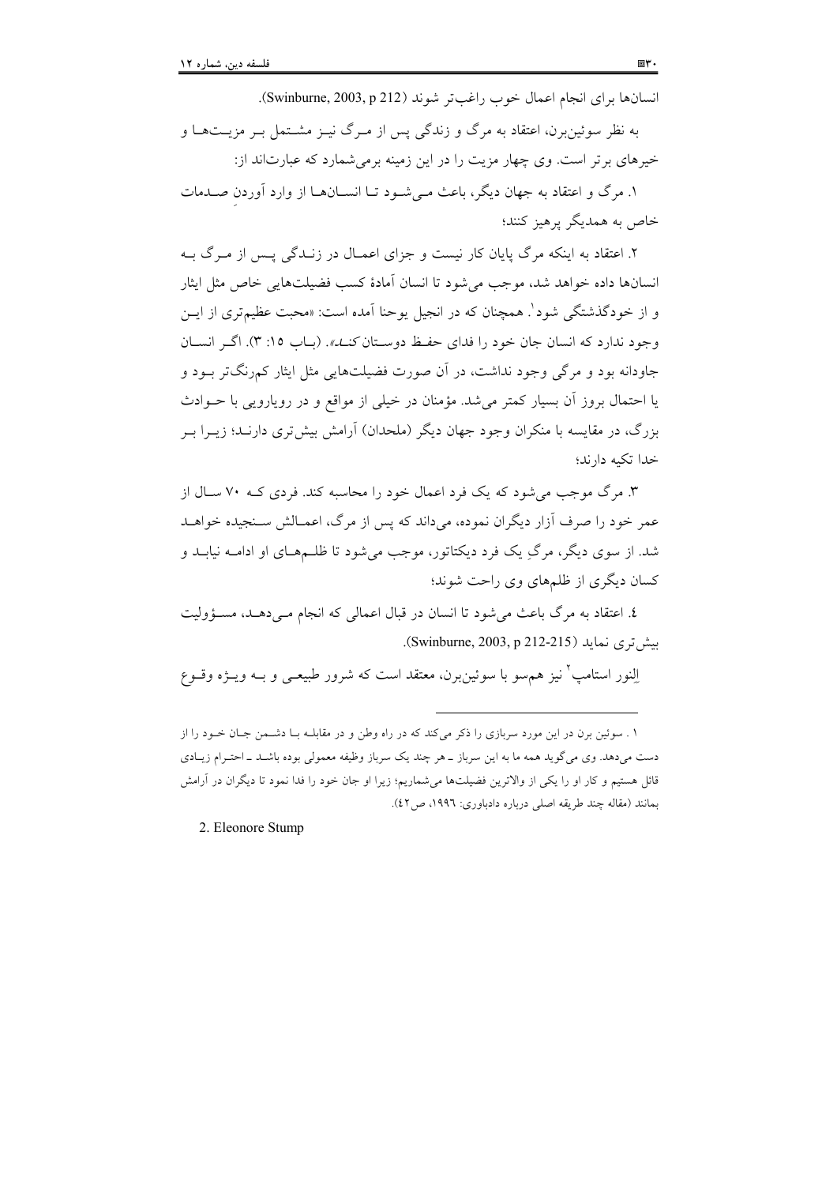انسان‌ها برای انجام اعمال خوب راغب‌تر شوند (Swinburne, 2003, p 212).

به نظر سوئین‌برن، اعتقاد به مرگ و زندگی پس از مرگ نیز مشتمل بر مزیت‌ها و خیرهای برتر است. وی چهار مزیت را در این زمینه برمی‌شمارد که عبارت‌اند از:

۱. مرگ و اعتقاد به جهان دیگر، باعث می‌شود تا انسان‌ها از وارد آوردنِ صدمات خاص به همدیگر پرهیز کنند؛

۲. اعتقاد به اینکه مرگ پایان کار نیست و جزای اعمال در زندگی پس از مرگ به انسان‌ها داده خواهد شد، موجب می‌شود تا انسان آمادهٔ کسب فضیلت‌هایی خاص مثل ایثار و از خودگذشتگی شود[1]. همچنان که در انجیل یوحنا آمده است: «محبت عظیم‌تری از این وجود ندارد که انسان جان خود را فدای حفظ دوستان *کند*». (باب ۱۵: ۳). اگر انسان جاودانه بود و مرگی وجود نداشت، در آن صورت فضیلت‌هایی مثل ایثار کم‌رنگ‌تر بود و یا احتمال بروز آن بسیار کمتر می‌شد. مؤمنان در خیلی از مواقع و در رویارویی با حوادث بزرگ، در مقایسه با منکران وجود جهان دیگر (ملحدان) آرامش بیش‌تری دارند؛ زیرا بر خدا تکیه دارند؛

۳. مرگ موجب می‌شود که یک فرد اعمال خود را محاسبه کند. فردی که ۷۰ سال از عمر خود را صرف آزار دیگران نموده، می‌داند که پس از مرگ، اعمالش سنجیده خواهد شد. از سوی دیگر، مرگِ یک فرد دیکتاتور، موجب می‌شود تا ظلم‌های او ادامه نیابد و کسان دیگری از ظلم‌های وی راحت شوند؛

٤. اعتقاد به مرگ باعث می‌شود تا انسان در قبال اعمالی که انجام می‌دهد، مسؤولیت بیش‌تری نماید (Swinburne, 2003, p 212-215).

اِلنور استامپ[2] نیز هم‌سو با سوئین‌برن، معتقد است که شرور طبیعی و به ویژه وقوع

---

۱. سوئین برن در این مورد سربازی را ذکر می‌کند که در راه وطن و در مقابله با دشمن جان خود را از دست می‌دهد. وی می‌گوید همه ما به این سرباز ـ هر چند یک سرباز وظیفه معمولی بوده باشد ـ احترام زیادی قائل هستیم و کار او را یکی از والاترین فضیلت‌ها می‌شماریم؛ زیرا او جان خود را فدا نمود تا دیگران در آرامش بمانند (مقاله چند طریقه اصلی درباره دادباوری: ۱۹۹٦، ص٤٢).

2. Eleonore Stump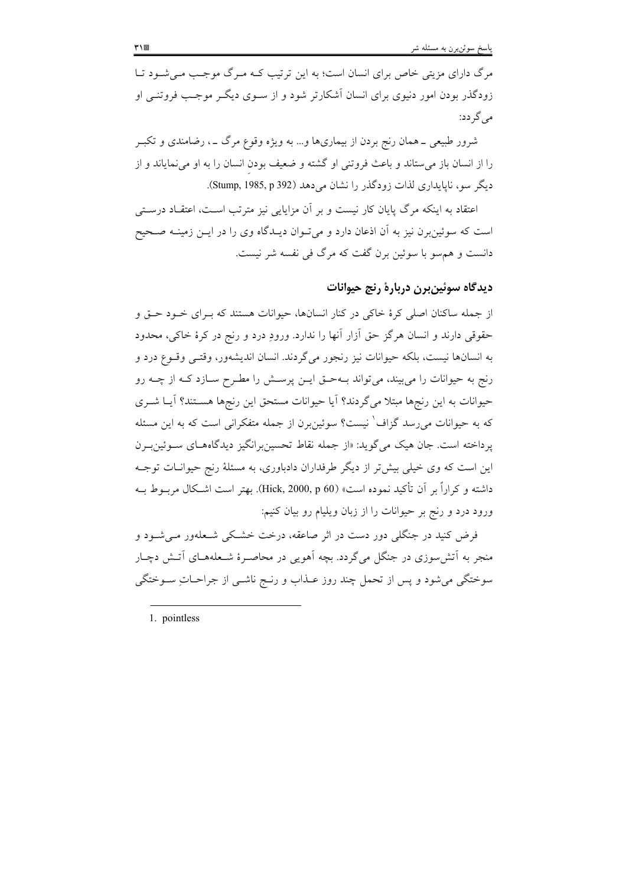مرگ دارای مزیتی خاص برای انسان است؛ به این ترتیب که مرگ موجب می‌شود تا زودگذر بودن امور دنیوی برای انسان آشکارتر شود و از سوی دیگر موجب فروتنی او می‌گردد:

شرور طبیعی ـ همان رنج بردن از بیماری‌ها و... به ویژه وقوع مرگ ـ، رضامندی و تکبر را از انسان باز می‌ستاند و باعث فروتنی او گشته و ضعیف بودنِ انسان را به او می‌نمایاند و از دیگر سو، ناپایداری لذات زودگذر را نشان می‌دهد (Stump, 1985, p 392).

اعتقاد به اینکه مرگ پایان کار نیست و بر آن مزایایی نیز مترتب است، اعتقاد درستی است که سوئین‌برن نیز به آن اذعان دارد و می‌توان دیدگاه وی را در این زمینه صحیح دانست و هم‌سو با سوئین برن گفت که مرگ فی نفسه شر نیست.

## دیدگاه سوئین‌برن دربارهٔ رنج حیوانات

از جمله ساکنان اصلی کرهٔ خاکی در کنار انسان‌ها، حیوانات هستند که برای خود حق و حقوقی دارند و انسان هرگز حق آزار آنها را ندارد. ورودِ درد و رنج در کرهٔ خاکی، محدود به انسان‌ها نیست، بلکه حیوانات نیز رنجور می‌گردند. انسان اندیشه‌ور، وقتی وقوع درد و رنج به حیوانات را می‌بیند، می‌تواند به‌حق این پرسش را مطرح سازد که از چه رو حیوانات به این رنج‌ها مبتلا می‌گردند؟ آیا حیوانات مستحق این رنج‌ها هستند؟ آیا شری که به حیوانات می‌رسد گزاف[1] نیست؟ سوئین‌برن از جمله متفکرانی است که به این مسئله پرداخته است. جان هیک می‌گوید: «از جمله نقاط تحسین‌برانگیز دیدگاه‌های سوئین‌برن این است که وی خیلی بیش‌تر از دیگر طرفداران دادباوری، به مسئلهٔ رنج حیوانات توجه داشته و کراراً بر آن تأکید نموده است» (Hick, 2000, p 60). بهتر است اشکال مربوط به ورود درد و رنج بر حیوانات را از زبان ویلیام رو بیان کنیم:

فرض کنید در جنگلی دور دست در اثر صاعقه، درخت خشکی شعله‌ور می‌شود و منجر به آتش‌سوزی در جنگل می‌گردد. بچه آهویی در محاصرهٔ شعله‌های آتش دچار سوختگی می‌شود و پس از تحمل چند روز عذاب و رنج ناشی از جراحاتِ سوختگی

---

1. pointless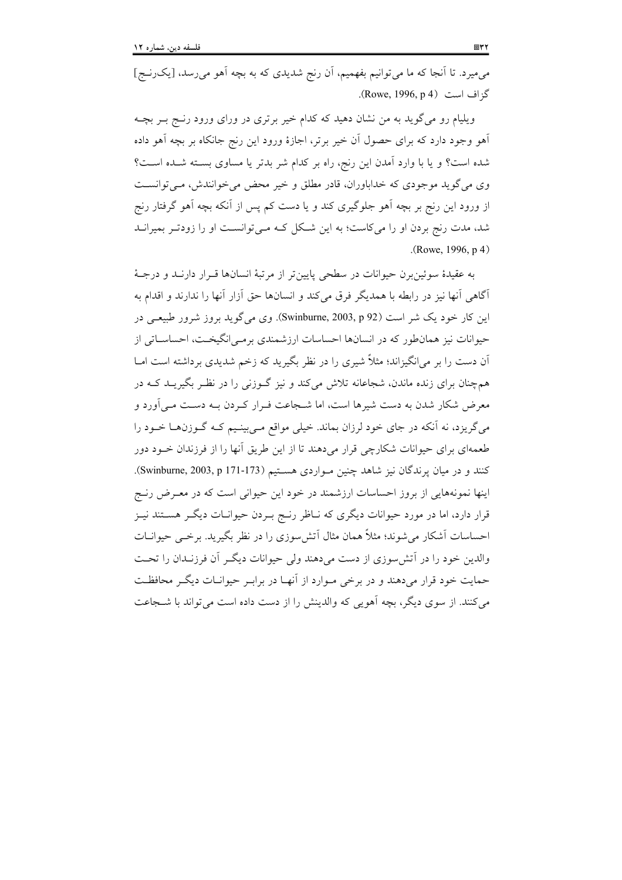می‌میرد. تا آنجا که ما می‌توانیم بفهمیم، آن رنج شدیدی که به بچه آهو می‌رسد، [یک‌رنج] گزاف است (Rowe, 1996, p 4).

ویلیام رو می‌گوید به من نشان دهید که کدام خیر برتری در ورای ورود رنج بر بچه آهو وجود دارد که برای حصول آن خیر برتر، اجازهٔ ورود این رنج جانکاه بر بچه آهو داده شده است؟ و یا با وارد آمدن این رنج، راه بر کدام شر بدتر یا مساوی بسته شده است؟ وی می‌گوید موجودی که خداباوران، قادر مطلق و خیر محض می‌خوانندش، می‌توانست از ورود این رنج بر بچه آهو جلوگیری کند و یا دست کم پس از آنکه بچه آهو گرفتار رنج شد، مدت رنج بردن او را می‌کاست؛ به این شکل که می‌توانست او را زودتر بمیراند (Rowe, 1996, p 4).

به عقیدهٔ سوئین‌برن حیوانات در سطحی پایین‌تر از مرتبهٔ انسانها قرار دارند و درجهٔ آگاهی آنها نیز در رابطه با همدیگر فرق می‌کند و انسانها حق آزار آنها را ندارند و اقدام به این کار خود یک شر است (Swinburne, 2003, p 92). وی می‌گوید بروز شرور طبیعی در حیوانات نیز همان‌طور که در انسانها احساسات ارزشمندی برمی‌انگیخت، احساساتی از آن دست را بر می‌انگیزاند؛ مثلاً شیری را در نظر بگیرید که زخم شدیدی برداشته است اما همچنان برای زنده ماندن، شجاعانه تلاش می‌کند و نیز گوزنی را در نظر بگیرید که در معرض شکار شدن به دست شیرها است، اما شجاعت فرار کردن به دست می‌آورد و می‌گریزد، نه آنکه در جای خود لرزان بماند. خیلی مواقع می‌بینیم که گوزنها خود را طعمه‌ای برای حیوانات شکارچی قرار می‌دهند تا از این طریق آنها را از فرزندان خود دور کنند و در میان پرندگان نیز شاهد چنین مواردی هستیم (Swinburne, 2003, p 171-173). اینها نمونه‌هایی از بروز احساسات ارزشمند در خود این حیوانی است که در معرض رنج قرار دارد، اما در مورد حیوانات دیگری که ناظر رنج بردن حیوانات دیگر هستند نیز احساسات آشکار می‌شوند؛ مثلاً همان مثال آتش‌سوزی را در نظر بگیرید. برخی حیوانات والدین خود را در آتش‌سوزی از دست می‌دهند ولی حیوانات دیگر آن فرزندان را تحت حمایت خود قرار می‌دهند و در برخی موارد از آنها در برابر حیوانات دیگر محافظت می‌کنند. از سوی دیگر، بچه آهویی که والدینش را از دست داده است می‌تواند با شجاعت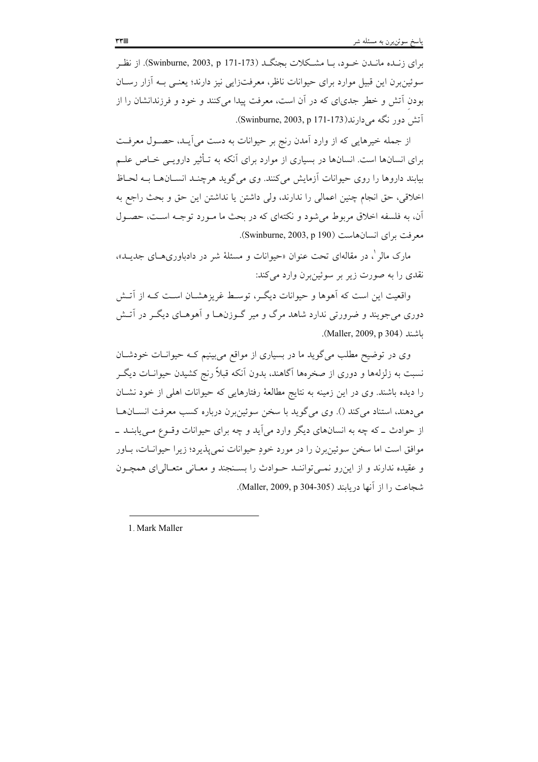برای زنده ماندن خود، با مشکلات بجنگد (Swinburne, 2003, p 171-173). از نظر سوئین‌برن این قبیل موارد برای حیوانات ناظر، معرفت‌زایی نیز دارند؛ یعنی به آزار رسان بودنِ آتش و خطر جدی‌ای که در آن است، معرفت پیدا می‌کنند و خود و فرزندانشان را از آتش دور نگه می‌دارند(Swinburne, 2003, p 171-173).

از جمله خیرهایی که از وارد آمدن رنج بر حیوانات به دست می‌آید، حصول معرفت برای انسان‌ها است. انسان‌ها در بسیاری از موارد برای آنکه به تـأثیر دارویی خاص علم بیابند داروها را روی حیوانات آزمایش می‌کنند. وی می‌گوید هرچند انسان‌ها به لحاظ اخلاقی، حق انجام چنین اعمالی را ندارند، ولی داشتن یا نداشتن این حق و بحث راجع به آن، به فلسفه اخلاق مربوط می‌شود و نکته‌ای که در بحث ما مورد توجه است، حصول معرفت برای انسان‌هاست (Swinburne, 2003, p 190).

مارک مالر[1]، در مقاله‌ای تحت عنوان «حیوانات و مسئلهٔ شر در دادباوری‌های جدید»، نقدی را به صورت زیر بر سوئین‌برن وارد می‌کند:

واقعیت این است که آهوها و حیوانات دیگر، توسط غریزه‌شان است که از آتش دوری می‌جویند و ضرورتی ندارد شاهد مرگ و میر گوزن‌ها و آهوهای دیگر در آتش باشند (Maller, 2009, p 304).

وی در توضیح مطلب می‌گوید ما در بسیاری از مواقع می‌بینیم که حیوانات خودشان نسبت به زلزله‌ها و دوری از صخره‌ها آگاهند، بدون آنکه قبلاً رنج کشیدن حیوانات دیگر را دیده باشند. وی در این زمینه به نتایج مطالعهٔ رفتارهایی که حیوانات اهلی از خود نشان می‌دهند، استناد می‌کند (). وی می‌گوید با سخن سوئین‌برن درباره کسب معرفت انسان‌ها از حوادث ـ که چه به انسان‌های دیگر وارد می‌آید و چه برای حیوانات وقوع می‌یابند ـ موافق است اما سخن سوئین‌برن را در مورد خودِ حیوانات نمی‌پذیرد؛ زیرا حیوانات، باور و عقیده ندارند و از این‌رو نمی‌توانند حوادث را بسنجند و معانی متعالی‌ای همچون شجاعت را از آنها دریابند (Maller, 2009, p 304-305).

---

1. Mark Maller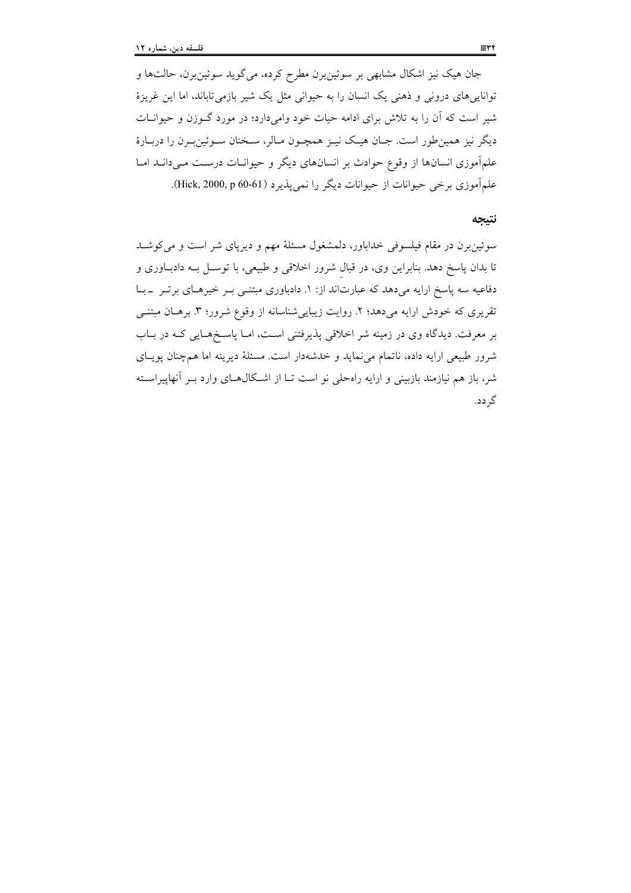جان هیک نیز اشکال مشابهی بر سوئین‌برن مطرح کرده، می‌گوید سوئین‌برن، حالت‌ها و توانایی‌های درونی و ذهنی یک انسان را به حیوانی مثل یک شیر بازمی‌تاباند، اما این غریزهٔ شیر است که آن را به تلاش برای ادامه حیات خود وامی‌دارد؛ در مورد گوزن و حیوانات دیگر نیز همین‌طور است. جان هیک نیز همچون مالر، سخنان سوئین‌برن را دربارهٔ علم‌آموزی انسان‌ها از وقوع حوادث بر انسان‌های دیگر و حیوانات درست می‌داند اما علم‌آموزی برخی حیوانات از حیوانات دیگر را نمی‌پذیرد (Hick, 2000, p 60-61).

## نتیجه

سوئین‌برن در مقام فیلسوفی خداباور، دلمشغول مسئلهٔ مهم و دیرپای شر است و می‌کوشد تا بدان پاسخ دهد. بنابراین وی، در قبال شرور اخلاقی و طبیعی، با توسل به دادباوری و دفاعیه سه پاسخ ارایه می‌دهد که عبارت‌اند از: ۱. دادباوری مبتنی بر خیرهای برتر ـ با تقریری که خودش ارایه می‌دهد؛ ۲. روایت زیبایی‌شناسانه از وقوع شرور؛ ۳. برهان مبتنی بر معرفت. دیدگاه وی در زمینه شر اخلاقی پذیرفتنی است، اما پاسخ‌هایی که در باب شرور طبیعی ارایه داده، ناتمام می‌نماید و خدشه‌دار است. مسئلهٔ دیرینه اما هم‌چنان پویای شر، باز هم نیازمند بازبینی و ارایه راه‌حلی نو است تا از اشکال‌های وارد بر آنهاپیراسته گردد.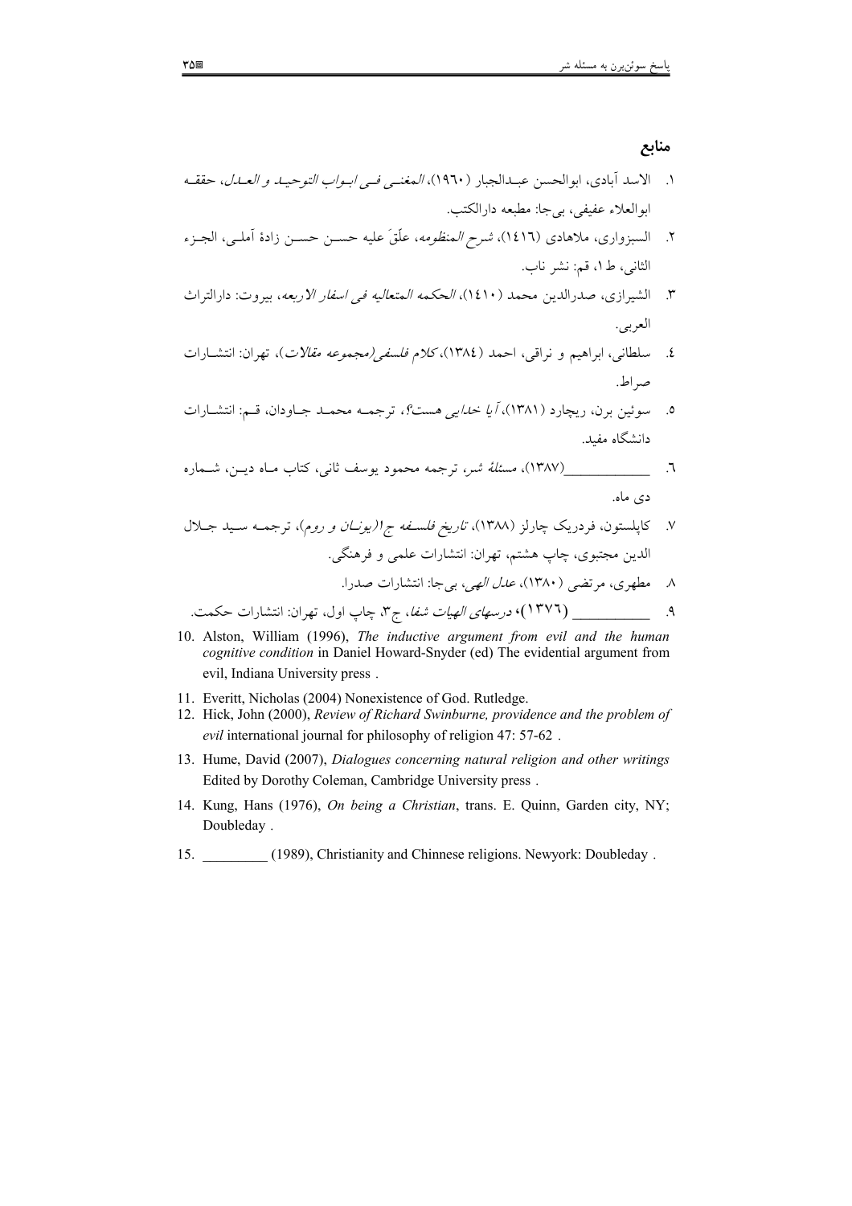## منابع

۱. الاسد آبادی، ابوالحسن عبدالجبار (۱۹٦۰)، *المغنی فی ابواب التوحید و العدل*، حققه ابوالعلاء عفیفی، بی‌جا: مطبعه دارالکتب.

۲. السبزواری، ملاهادی (۱٤۱٦)، *شرح المنظومه*، علّقَ علیه حسن حسن زادهٔ آملی، الجزء الثانی، ط ۱، قم: نشر ناب.

۳. الشیرازی، صدرالدین محمد (۱٤۱۰)، *الحکمه المتعالیه فی اسفار الاربعه*، بیروت: دارالتراث العربی.

٤. سلطانی، ابراهیم و نراقی، احمد (۱۳۸٤)، *کلام فلسفی(مجموعه مقالات)*، تهران: انتشارات صراط.

٥. سوئین برن، ریچارد (۱۳۸۱)، *آیا خدایی هست؟*، ترجمه محمد جاودان، قم: انتشارات دانشگاه مفید.

٦. ___________(۱۳۸۷)، *مسئلهٔ شر*، ترجمه محمود یوسف ثانی، کتاب ماه دین، شماره دی ماه.

۷. کاپلستون، فردریک چارلز (۱۳۸۸)، *تاریخ فلسفه ج۱(یونان و روم)*، ترجمه سید جلال الدین مجتبوی، چاپ هشتم، تهران: انتشارات علمی و فرهنگی.

۸. مطهری، مرتضی (۱۳۸۰)، *عدل الهی*، بی‌جا: انتشارات صدرا.

۹. ___________ (۱۳۷٦)، *درسهای الهیات شفا*، ج۳، چاپ اول، تهران: انتشارات حکمت.

10. Alston, William (1996), *The inductive argument from evil and the human cognitive condition* in Daniel Howard-Snyder (ed) The evidential argument from evil, Indiana University press .
11. Everitt, Nicholas (2004) Nonexistence of God. Rutledge.
12. Hick, John (2000), *Review of Richard Swinburne, providence and the problem of evil* international journal for philosophy of religion 47: 57-62 .
13. Hume, David (2007), *Dialogues concerning natural religion and other writings* Edited by Dorothy Coleman, Cambridge University press .
14. Kung, Hans (1976), *On being a Christian*, trans. E. Quinn, Garden city, NY; Doubleday .
15. _________ (1989), Christianity and Chinnese religions. Newyork: Doubleday .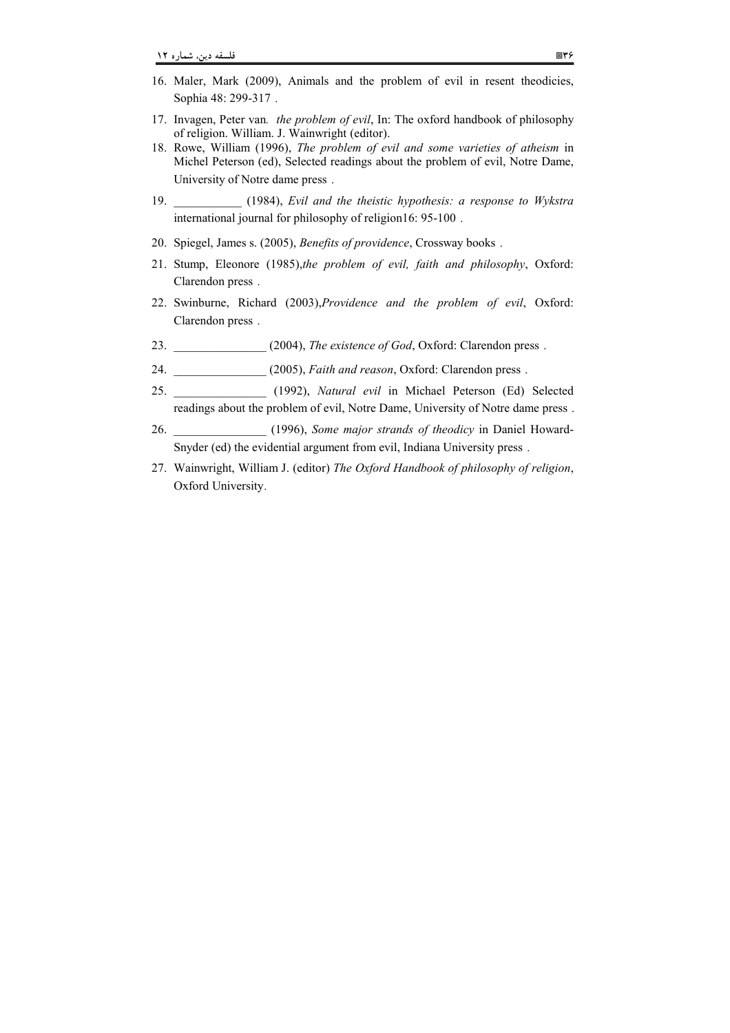16. Maler, Mark (2009), Animals and the problem of evil in resent theodicies, Sophia 48: 299-317 .
17. Invagen, Peter van. *the problem of evil*, In: The oxford handbook of philosophy of religion. William. J. Wainwright (editor).
18. Rowe, William (1996), *The problem of evil and some varieties of atheism* in Michel Peterson (ed), Selected readings about the problem of evil, Notre Dame, University of Notre dame press .
19. ___________ (1984), *Evil and the theistic hypothesis: a response to Wykstra* international journal for philosophy of religion16: 95-100 .
20. Spiegel, James s. (2005), *Benefits of providence*, Crossway books .
21. Stump, Eleonore (1985),*the problem of evil, faith and philosophy*, Oxford: Clarendon press .
22. Swinburne, Richard (2003),*Providence and the problem of evil*, Oxford: Clarendon press .
23. _______________ (2004), *The existence of God*, Oxford: Clarendon press .
24. _______________ (2005), *Faith and reason*, Oxford: Clarendon press .
25. _______________ (1992), *Natural evil* in Michael Peterson (Ed) Selected readings about the problem of evil, Notre Dame, University of Notre dame press .
26. _______________ (1996), *Some major strands of theodicy* in Daniel Howard-Snyder (ed) the evidential argument from evil, Indiana University press .
27. Wainwright, William J. (editor) *The Oxford Handbook of philosophy of religion*, Oxford University.